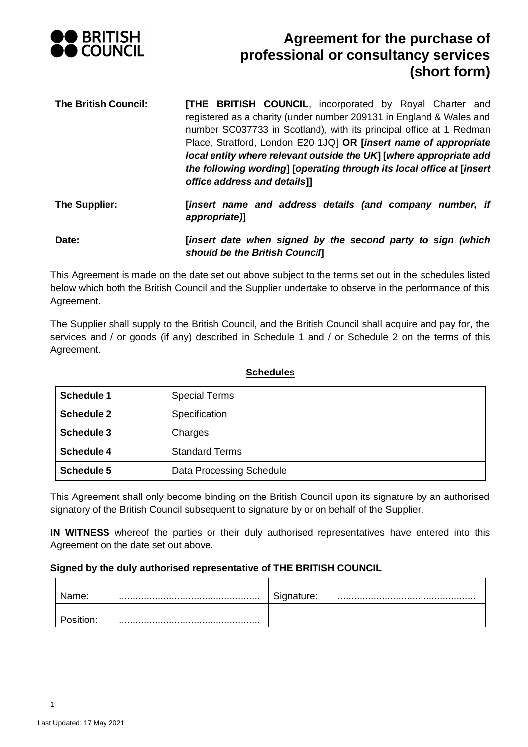# Agreement for the purchase of professional or consultancy services (short form)

| | |
|---|---|
| **The British Council:** | **[THE BRITISH COUNCIL**, incorporated by Royal Charter and registered as a charity (under number 209131 in England & Wales and number SC037733 in Scotland), with its principal office at 1 Redman Place, Stratford, London E20 1JQ] **OR [*insert name of appropriate local entity where relevant outside the UK*] [*where appropriate add the following wording*] [*operating through its local office at* [*insert office address and details*]]** |
| **The Supplier:** | **[*insert name and address details (and company number, if appropriate)*]** |
| **Date:** | **[*insert date when signed by the second party to sign (which should be the British Council*]** |

This Agreement is made on the date set out above subject to the terms set out in the schedules listed below which both the British Council and the Supplier undertake to observe in the performance of this Agreement.

The Supplier shall supply to the British Council, and the British Council shall acquire and pay for, the services and / or goods (if any) described in Schedule 1 and / or Schedule 2 on the terms of this Agreement.

**Schedules**

| | |
|---|---|
| **Schedule 1** | Special Terms |
| **Schedule 2** | Specification |
| **Schedule 3** | Charges |
| **Schedule 4** | Standard Terms |
| **Schedule 5** | Data Processing Schedule |

This Agreement shall only become binding on the British Council upon its signature by an authorised signatory of the British Council subsequent to signature by or on behalf of the Supplier.

**IN WITNESS** whereof the parties or their duly authorised representatives have entered into this Agreement on the date set out above.

**Signed by the duly authorised representative of THE BRITISH COUNCIL**

| | | | |
|---|---|---|---|
| Name: | ................................................... | Signature: | ................................................... |
| Position: | ................................................... | | |

Last Updated: 17 May 2021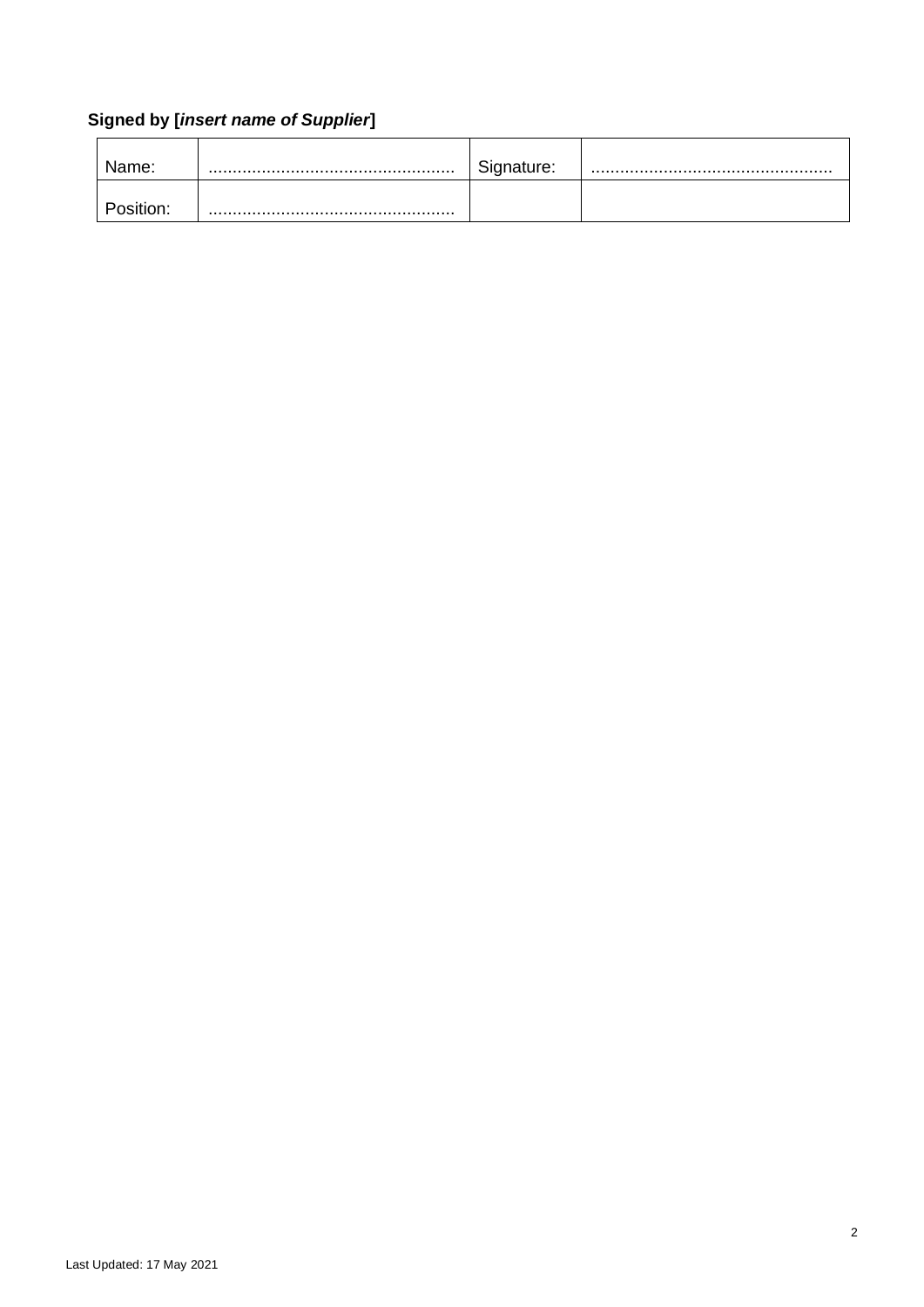**Signed by [*insert name of Supplier*]**

| Name: | .................................................. | Signature: | .................................................. |
|---|---|---|---|
| Position: | .................................................. | | |

Last Updated: 17 May 2021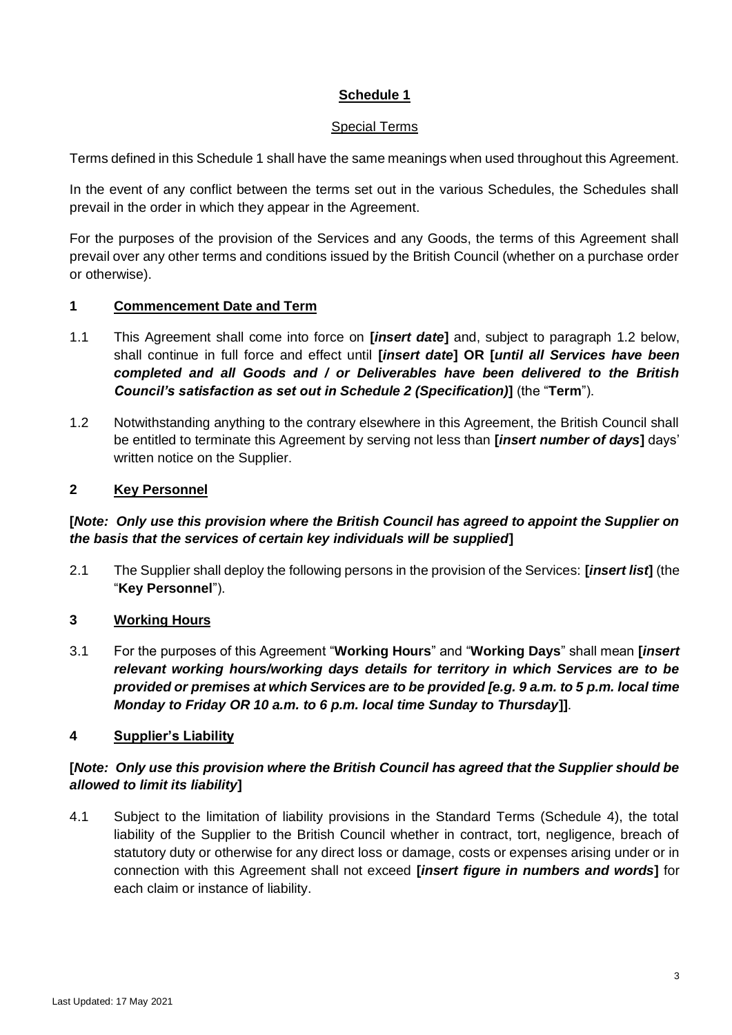# Schedule 1

## Special Terms

Terms defined in this Schedule 1 shall have the same meanings when used throughout this Agreement.

In the event of any conflict between the terms set out in the various Schedules, the Schedules shall prevail in the order in which they appear in the Agreement.

For the purposes of the provision of the Services and any Goods, the terms of this Agreement shall prevail over any other terms and conditions issued by the British Council (whether on a purchase order or otherwise).

## 1 Commencement Date and Term

1.1 This Agreement shall come into force on **[*insert date*]** and, subject to paragraph 1.2 below, shall continue in full force and effect until **[*insert date*] OR [*until all Services have been completed and all Goods and / or Deliverables have been delivered to the British Council's satisfaction as set out in Schedule 2 (Specification)*]** (the "**Term**").

1.2 Notwithstanding anything to the contrary elsewhere in this Agreement, the British Council shall be entitled to terminate this Agreement by serving not less than **[*insert number of days*]** days' written notice on the Supplier.

## 2 Key Personnel

**[*Note: Only use this provision where the British Council has agreed to appoint the Supplier on the basis that the services of certain key individuals will be supplied*]**

2.1 The Supplier shall deploy the following persons in the provision of the Services: **[*insert list*]** (the "**Key Personnel**").

## 3 Working Hours

3.1 For the purposes of this Agreement "**Working Hours**" and "**Working Days**" shall mean **[*insert relevant working hours/working days details for territory in which Services are to be provided or premises at which Services are to be provided [e.g. 9 a.m. to 5 p.m. local time Monday to Friday OR 10 a.m. to 6 p.m. local time Sunday to Thursday*]]**.

## 4 Supplier's Liability

**[*Note: Only use this provision where the British Council has agreed that the Supplier should be allowed to limit its liability*]**

4.1 Subject to the limitation of liability provisions in the Standard Terms (Schedule 4), the total liability of the Supplier to the British Council whether in contract, tort, negligence, breach of statutory duty or otherwise for any direct loss or damage, costs or expenses arising under or in connection with this Agreement shall not exceed **[*insert figure in numbers and words*]** for each claim or instance of liability.

Last Updated: 17 May 2021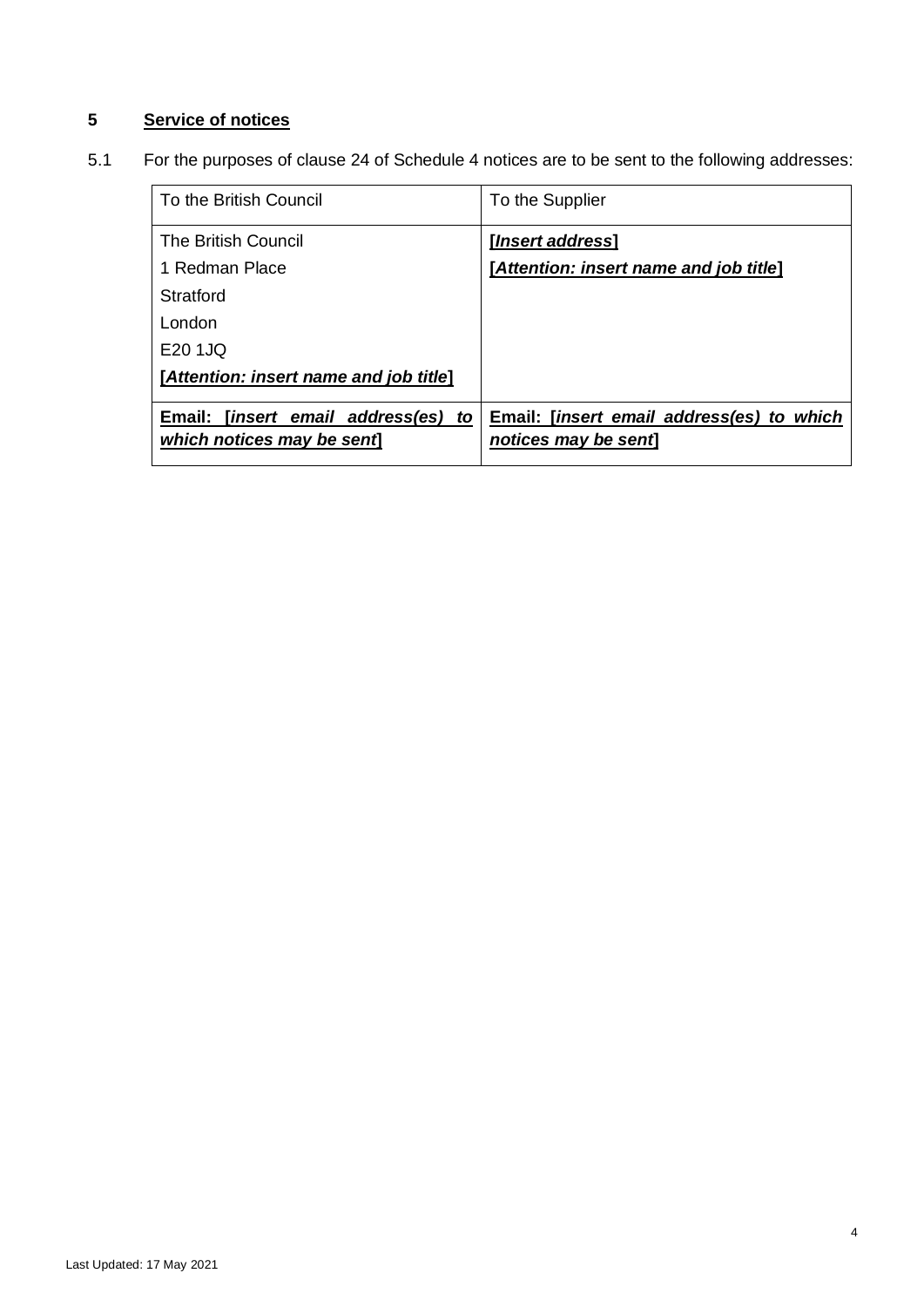## 5 **Service of notices**

5.1 For the purposes of clause 24 of Schedule 4 notices are to be sent to the following addresses:

| To the British Council | To the Supplier |
|---|---|
| The British Council<br>1 Redman Place<br>Stratford<br>London<br>E20 1JQ<br>**[*Attention: insert name and job title*]** | **[*Insert address*]**<br>**[*Attention: insert name and job title*]** |
| **Email: [*insert email address(es) to which notices may be sent*]** | **Email: [*insert email address(es) to which notices may be sent*]** |

Last Updated: 17 May 2021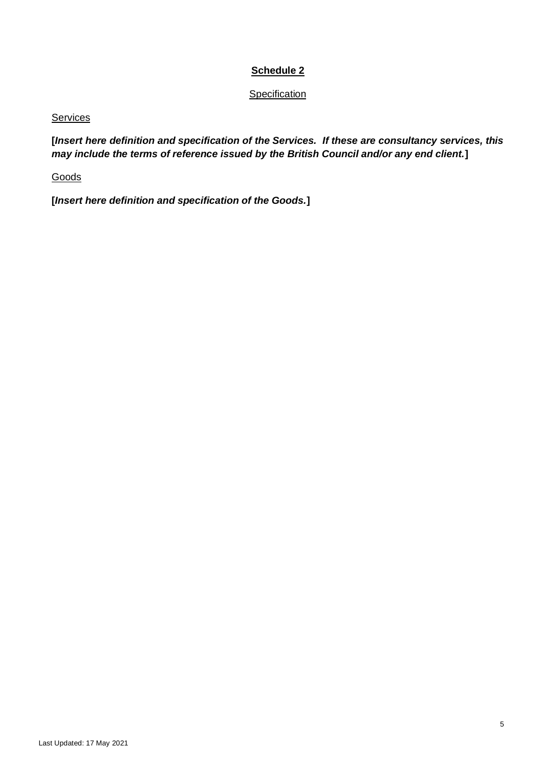## Schedule 2

Specification

Services

**[*Insert here definition and specification of the Services. If these are consultancy services, this may include the terms of reference issued by the British Council and/or any end client.*]**

Goods

**[*Insert here definition and specification of the Goods.*]**

Last Updated: 17 May 2021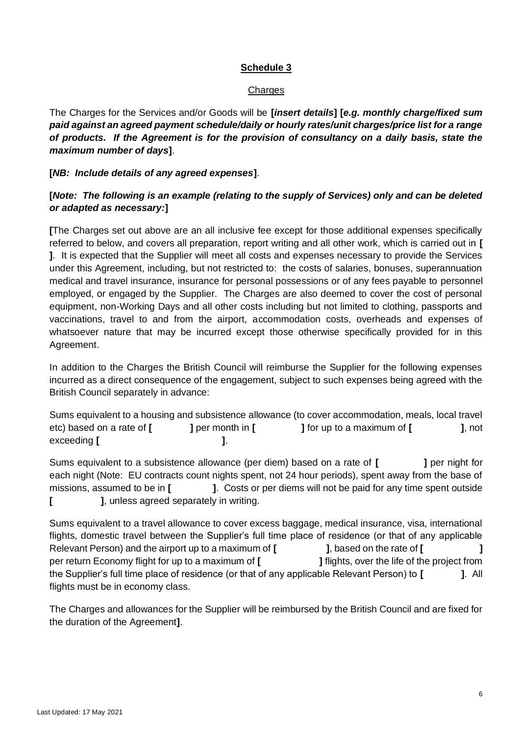**Schedule 3**

Charges

The Charges for the Services and/or Goods will be **[*insert details*] [*e.g. monthly charge/fixed sum paid against an agreed payment schedule/daily or hourly rates/unit charges/price list for a range of products. If the Agreement is for the provision of consultancy on a daily basis, state the maximum number of days*]**.

**[*NB: Include details of any agreed expenses*]**.

**[*Note: The following is an example (relating to the supply of Services) only and can be deleted or adapted as necessary:*]**

**[**The Charges set out above are an all inclusive fee except for those additional expenses specifically referred to below, and covers all preparation, report writing and all other work, which is carried out in **[ ]**. It is expected that the Supplier will meet all costs and expenses necessary to provide the Services under this Agreement, including, but not restricted to: the costs of salaries, bonuses, superannuation medical and travel insurance, insurance for personal possessions or of any fees payable to personnel employed, or engaged by the Supplier. The Charges are also deemed to cover the cost of personal equipment, non-Working Days and all other costs including but not limited to clothing, passports and vaccinations, travel to and from the airport, accommodation costs, overheads and expenses of whatsoever nature that may be incurred except those otherwise specifically provided for in this Agreement.

In addition to the Charges the British Council will reimburse the Supplier for the following expenses incurred as a direct consequence of the engagement, subject to such expenses being agreed with the British Council separately in advance:

Sums equivalent to a housing and subsistence allowance (to cover accommodation, meals, local travel etc) based on a rate of **[ ]** per month in **[ ]** for up to a maximum of **[ ]**, not exceeding **[ ]**.

Sums equivalent to a subsistence allowance (per diem) based on a rate of **[ ]** per night for each night (Note: EU contracts count nights spent, not 24 hour periods), spent away from the base of missions, assumed to be in **[ ]**. Costs or per diems will not be paid for any time spent outside **[ ]**, unless agreed separately in writing.

Sums equivalent to a travel allowance to cover excess baggage, medical insurance, visa, international flights, domestic travel between the Supplier's full time place of residence (or that of any applicable Relevant Person) and the airport up to a maximum of **[ ]**, based on the rate of **[ ]** per return Economy flight for up to a maximum of **[ ]** flights, over the life of the project from the Supplier's full time place of residence (or that of any applicable Relevant Person) to **[ ]**. All flights must be in economy class.

The Charges and allowances for the Supplier will be reimbursed by the British Council and are fixed for the duration of the Agreement**]**.

Last Updated: 17 May 2021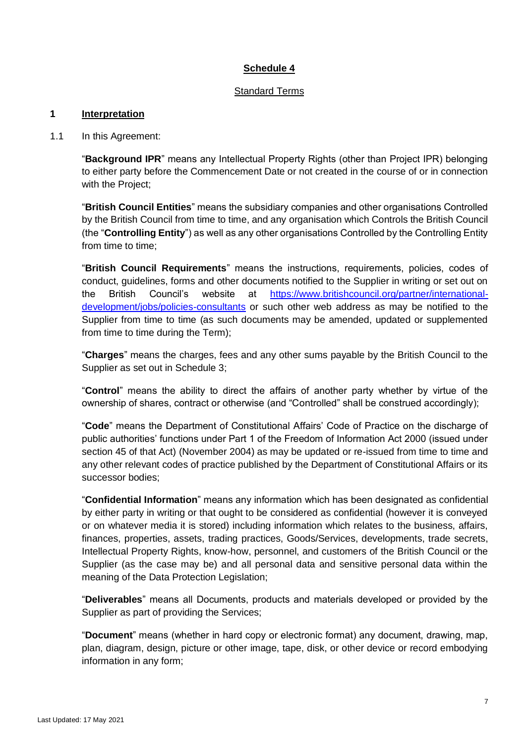## Schedule 4

Standard Terms

### 1 Interpretation

1.1 In this Agreement:

"**Background IPR**" means any Intellectual Property Rights (other than Project IPR) belonging to either party before the Commencement Date or not created in the course of or in connection with the Project;

"**British Council Entities**" means the subsidiary companies and other organisations Controlled by the British Council from time to time, and any organisation which Controls the British Council (the "**Controlling Entity**") as well as any other organisations Controlled by the Controlling Entity from time to time;

"**British Council Requirements**" means the instructions, requirements, policies, codes of conduct, guidelines, forms and other documents notified to the Supplier in writing or set out on the British Council's website at [https://www.britishcouncil.org/partner/international-development/jobs/policies-consultants](https://www.britishcouncil.org/partner/international-development/jobs/policies-consultants) or such other web address as may be notified to the Supplier from time to time (as such documents may be amended, updated or supplemented from time to time during the Term);

"**Charges**" means the charges, fees and any other sums payable by the British Council to the Supplier as set out in Schedule 3;

"**Control**" means the ability to direct the affairs of another party whether by virtue of the ownership of shares, contract or otherwise (and "Controlled" shall be construed accordingly);

"**Code**" means the Department of Constitutional Affairs' Code of Practice on the discharge of public authorities' functions under Part 1 of the Freedom of Information Act 2000 (issued under section 45 of that Act) (November 2004) as may be updated or re-issued from time to time and any other relevant codes of practice published by the Department of Constitutional Affairs or its successor bodies;

"**Confidential Information**" means any information which has been designated as confidential by either party in writing or that ought to be considered as confidential (however it is conveyed or on whatever media it is stored) including information which relates to the business, affairs, finances, properties, assets, trading practices, Goods/Services, developments, trade secrets, Intellectual Property Rights, know-how, personnel, and customers of the British Council or the Supplier (as the case may be) and all personal data and sensitive personal data within the meaning of the Data Protection Legislation;

"**Deliverables**" means all Documents, products and materials developed or provided by the Supplier as part of providing the Services;

"**Document**" means (whether in hard copy or electronic format) any document, drawing, map, plan, diagram, design, picture or other image, tape, disk, or other device or record embodying information in any form;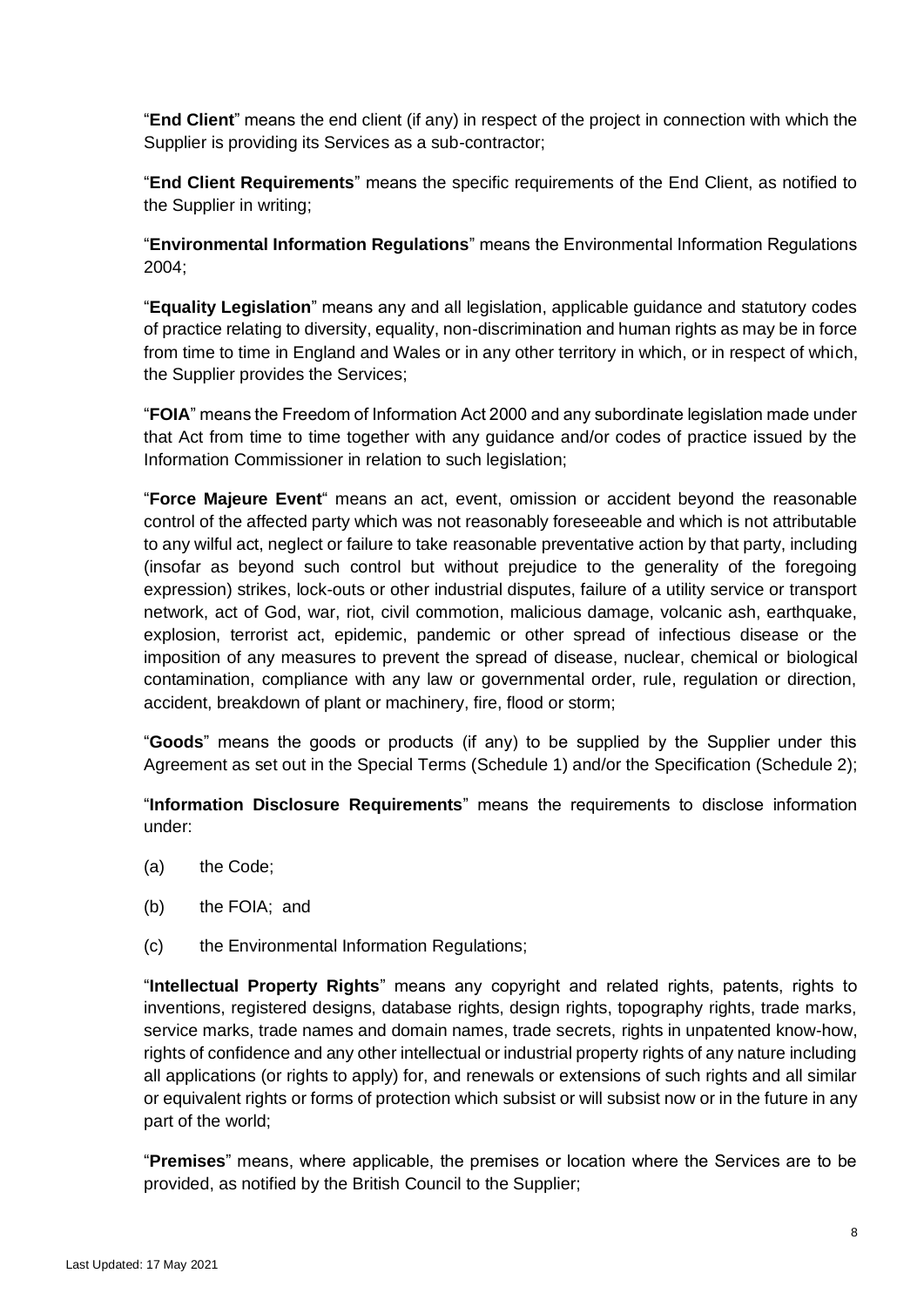"**End Client**" means the end client (if any) in respect of the project in connection with which the Supplier is providing its Services as a sub-contractor;

"**End Client Requirements**" means the specific requirements of the End Client, as notified to the Supplier in writing;

"**Environmental Information Regulations**" means the Environmental Information Regulations 2004;

"**Equality Legislation**" means any and all legislation, applicable guidance and statutory codes of practice relating to diversity, equality, non-discrimination and human rights as may be in force from time to time in England and Wales or in any other territory in which, or in respect of which, the Supplier provides the Services;

"**FOIA**" means the Freedom of Information Act 2000 and any subordinate legislation made under that Act from time to time together with any guidance and/or codes of practice issued by the Information Commissioner in relation to such legislation;

"**Force Majeure Event**" means an act, event, omission or accident beyond the reasonable control of the affected party which was not reasonably foreseeable and which is not attributable to any wilful act, neglect or failure to take reasonable preventative action by that party, including (insofar as beyond such control but without prejudice to the generality of the foregoing expression) strikes, lock-outs or other industrial disputes, failure of a utility service or transport network, act of God, war, riot, civil commotion, malicious damage, volcanic ash, earthquake, explosion, terrorist act, epidemic, pandemic or other spread of infectious disease or the imposition of any measures to prevent the spread of disease, nuclear, chemical or biological contamination, compliance with any law or governmental order, rule, regulation or direction, accident, breakdown of plant or machinery, fire, flood or storm;

"**Goods**" means the goods or products (if any) to be supplied by the Supplier under this Agreement as set out in the Special Terms (Schedule 1) and/or the Specification (Schedule 2);

"**Information Disclosure Requirements**" means the requirements to disclose information under:

(a) the Code;

(b) the FOIA; and

(c) the Environmental Information Regulations;

"**Intellectual Property Rights**" means any copyright and related rights, patents, rights to inventions, registered designs, database rights, design rights, topography rights, trade marks, service marks, trade names and domain names, trade secrets, rights in unpatented know-how, rights of confidence and any other intellectual or industrial property rights of any nature including all applications (or rights to apply) for, and renewals or extensions of such rights and all similar or equivalent rights or forms of protection which subsist or will subsist now or in the future in any part of the world;

"**Premises**" means, where applicable, the premises or location where the Services are to be provided, as notified by the British Council to the Supplier;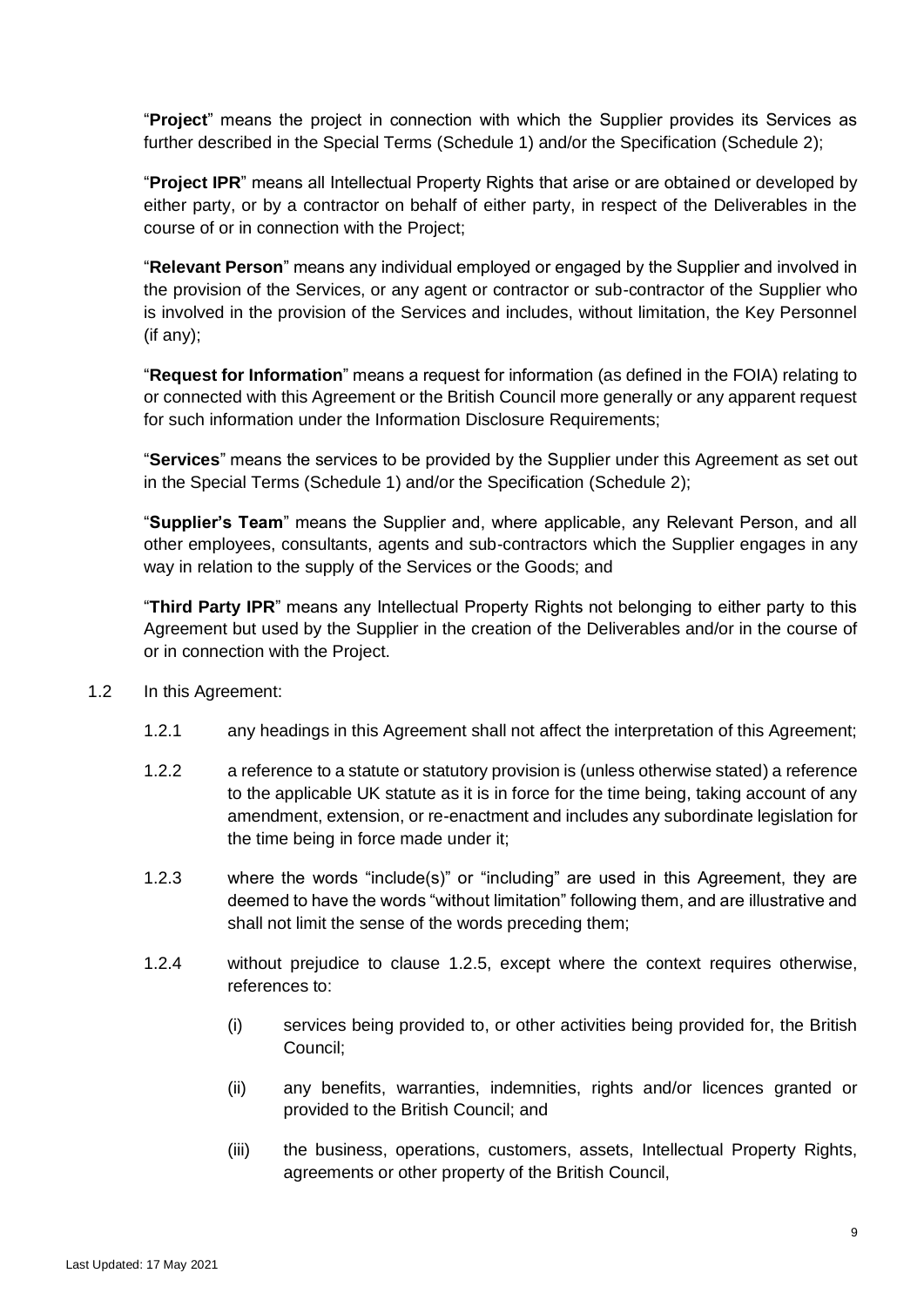"**Project**" means the project in connection with which the Supplier provides its Services as further described in the Special Terms (Schedule 1) and/or the Specification (Schedule 2);

"**Project IPR**" means all Intellectual Property Rights that arise or are obtained or developed by either party, or by a contractor on behalf of either party, in respect of the Deliverables in the course of or in connection with the Project;

"**Relevant Person**" means any individual employed or engaged by the Supplier and involved in the provision of the Services, or any agent or contractor or sub-contractor of the Supplier who is involved in the provision of the Services and includes, without limitation, the Key Personnel (if any);

"**Request for Information**" means a request for information (as defined in the FOIA) relating to or connected with this Agreement or the British Council more generally or any apparent request for such information under the Information Disclosure Requirements;

"**Services**" means the services to be provided by the Supplier under this Agreement as set out in the Special Terms (Schedule 1) and/or the Specification (Schedule 2);

"**Supplier's Team**" means the Supplier and, where applicable, any Relevant Person, and all other employees, consultants, agents and sub-contractors which the Supplier engages in any way in relation to the supply of the Services or the Goods; and

"**Third Party IPR**" means any Intellectual Property Rights not belonging to either party to this Agreement but used by the Supplier in the creation of the Deliverables and/or in the course of or in connection with the Project.

1.2 In this Agreement:

1.2.1 any headings in this Agreement shall not affect the interpretation of this Agreement;

1.2.2 a reference to a statute or statutory provision is (unless otherwise stated) a reference to the applicable UK statute as it is in force for the time being, taking account of any amendment, extension, or re-enactment and includes any subordinate legislation for the time being in force made under it;

1.2.3 where the words "include(s)" or "including" are used in this Agreement, they are deemed to have the words "without limitation" following them, and are illustrative and shall not limit the sense of the words preceding them;

1.2.4 without prejudice to clause 1.2.5, except where the context requires otherwise, references to:

(i) services being provided to, or other activities being provided for, the British Council;

(ii) any benefits, warranties, indemnities, rights and/or licences granted or provided to the British Council; and

(iii) the business, operations, customers, assets, Intellectual Property Rights, agreements or other property of the British Council,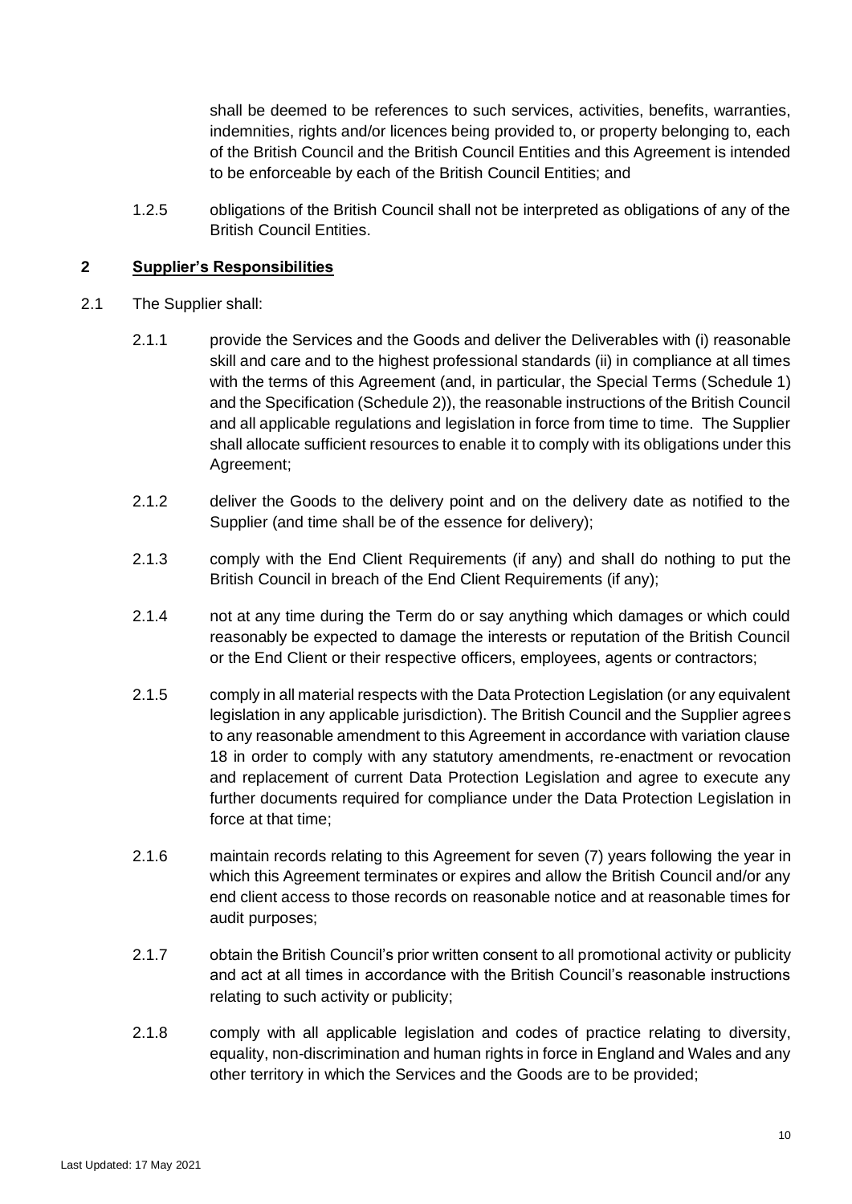shall be deemed to be references to such services, activities, benefits, warranties, indemnities, rights and/or licences being provided to, or property belonging to, each of the British Council and the British Council Entities and this Agreement is intended to be enforceable by each of the British Council Entities; and

1.2.5 obligations of the British Council shall not be interpreted as obligations of any of the British Council Entities.

## 2 Supplier's Responsibilities

2.1 The Supplier shall:

2.1.1 provide the Services and the Goods and deliver the Deliverables with (i) reasonable skill and care and to the highest professional standards (ii) in compliance at all times with the terms of this Agreement (and, in particular, the Special Terms (Schedule 1) and the Specification (Schedule 2)), the reasonable instructions of the British Council and all applicable regulations and legislation in force from time to time. The Supplier shall allocate sufficient resources to enable it to comply with its obligations under this Agreement;

2.1.2 deliver the Goods to the delivery point and on the delivery date as notified to the Supplier (and time shall be of the essence for delivery);

2.1.3 comply with the End Client Requirements (if any) and shall do nothing to put the British Council in breach of the End Client Requirements (if any);

2.1.4 not at any time during the Term do or say anything which damages or which could reasonably be expected to damage the interests or reputation of the British Council or the End Client or their respective officers, employees, agents or contractors;

2.1.5 comply in all material respects with the Data Protection Legislation (or any equivalent legislation in any applicable jurisdiction). The British Council and the Supplier agrees to any reasonable amendment to this Agreement in accordance with variation clause 18 in order to comply with any statutory amendments, re-enactment or revocation and replacement of current Data Protection Legislation and agree to execute any further documents required for compliance under the Data Protection Legislation in force at that time;

2.1.6 maintain records relating to this Agreement for seven (7) years following the year in which this Agreement terminates or expires and allow the British Council and/or any end client access to those records on reasonable notice and at reasonable times for audit purposes;

2.1.7 obtain the British Council's prior written consent to all promotional activity or publicity and act at all times in accordance with the British Council's reasonable instructions relating to such activity or publicity;

2.1.8 comply with all applicable legislation and codes of practice relating to diversity, equality, non-discrimination and human rights in force in England and Wales and any other territory in which the Services and the Goods are to be provided;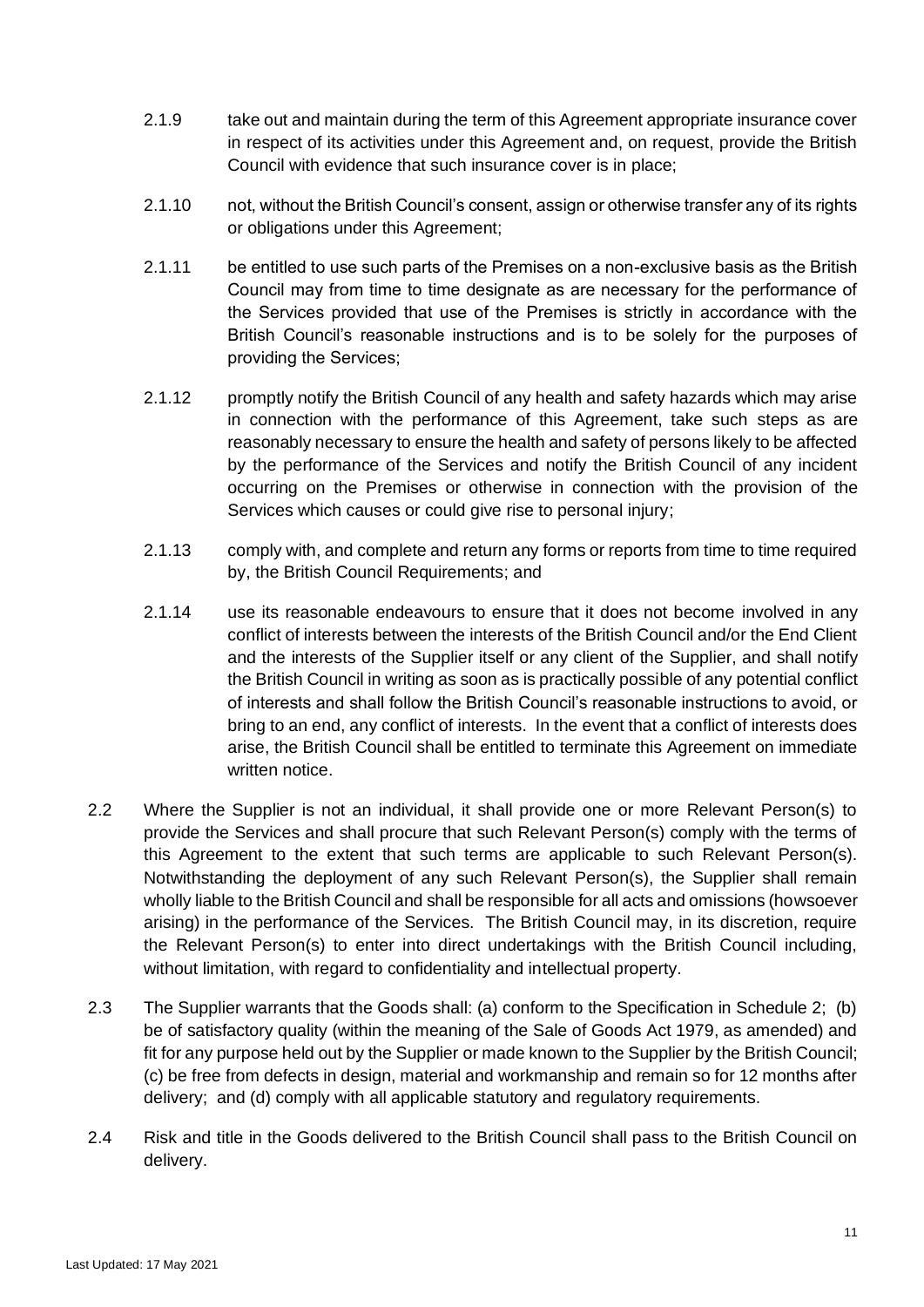2.1.9 take out and maintain during the term of this Agreement appropriate insurance cover in respect of its activities under this Agreement and, on request, provide the British Council with evidence that such insurance cover is in place;

2.1.10 not, without the British Council's consent, assign or otherwise transfer any of its rights or obligations under this Agreement;

2.1.11 be entitled to use such parts of the Premises on a non-exclusive basis as the British Council may from time to time designate as are necessary for the performance of the Services provided that use of the Premises is strictly in accordance with the British Council's reasonable instructions and is to be solely for the purposes of providing the Services;

2.1.12 promptly notify the British Council of any health and safety hazards which may arise in connection with the performance of this Agreement, take such steps as are reasonably necessary to ensure the health and safety of persons likely to be affected by the performance of the Services and notify the British Council of any incident occurring on the Premises or otherwise in connection with the provision of the Services which causes or could give rise to personal injury;

2.1.13 comply with, and complete and return any forms or reports from time to time required by, the British Council Requirements; and

2.1.14 use its reasonable endeavours to ensure that it does not become involved in any conflict of interests between the interests of the British Council and/or the End Client and the interests of the Supplier itself or any client of the Supplier, and shall notify the British Council in writing as soon as is practically possible of any potential conflict of interests and shall follow the British Council's reasonable instructions to avoid, or bring to an end, any conflict of interests. In the event that a conflict of interests does arise, the British Council shall be entitled to terminate this Agreement on immediate written notice.

2.2 Where the Supplier is not an individual, it shall provide one or more Relevant Person(s) to provide the Services and shall procure that such Relevant Person(s) comply with the terms of this Agreement to the extent that such terms are applicable to such Relevant Person(s). Notwithstanding the deployment of any such Relevant Person(s), the Supplier shall remain wholly liable to the British Council and shall be responsible for all acts and omissions (howsoever arising) in the performance of the Services. The British Council may, in its discretion, require the Relevant Person(s) to enter into direct undertakings with the British Council including, without limitation, with regard to confidentiality and intellectual property.

2.3 The Supplier warrants that the Goods shall: (a) conform to the Specification in Schedule 2; (b) be of satisfactory quality (within the meaning of the Sale of Goods Act 1979, as amended) and fit for any purpose held out by the Supplier or made known to the Supplier by the British Council; (c) be free from defects in design, material and workmanship and remain so for 12 months after delivery; and (d) comply with all applicable statutory and regulatory requirements.

2.4 Risk and title in the Goods delivered to the British Council shall pass to the British Council on delivery.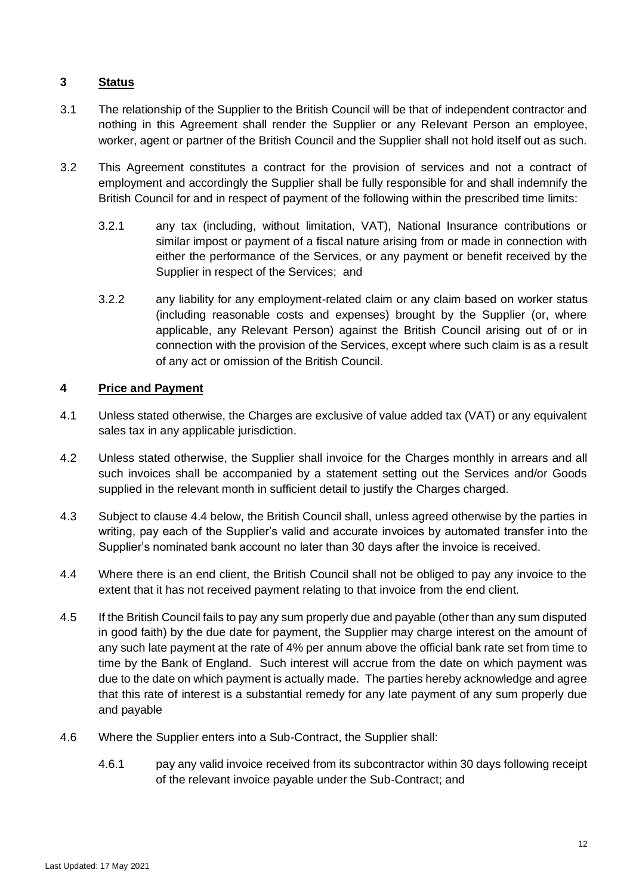## 3 **Status**

3.1 The relationship of the Supplier to the British Council will be that of independent contractor and nothing in this Agreement shall render the Supplier or any Relevant Person an employee, worker, agent or partner of the British Council and the Supplier shall not hold itself out as such.

3.2 This Agreement constitutes a contract for the provision of services and not a contract of employment and accordingly the Supplier shall be fully responsible for and shall indemnify the British Council for and in respect of payment of the following within the prescribed time limits:

3.2.1 any tax (including, without limitation, VAT), National Insurance contributions or similar impost or payment of a fiscal nature arising from or made in connection with either the performance of the Services, or any payment or benefit received by the Supplier in respect of the Services; and

3.2.2 any liability for any employment-related claim or any claim based on worker status (including reasonable costs and expenses) brought by the Supplier (or, where applicable, any Relevant Person) against the British Council arising out of or in connection with the provision of the Services, except where such claim is as a result of any act or omission of the British Council.

## 4 **Price and Payment**

4.1 Unless stated otherwise, the Charges are exclusive of value added tax (VAT) or any equivalent sales tax in any applicable jurisdiction.

4.2 Unless stated otherwise, the Supplier shall invoice for the Charges monthly in arrears and all such invoices shall be accompanied by a statement setting out the Services and/or Goods supplied in the relevant month in sufficient detail to justify the Charges charged.

4.3 Subject to clause 4.4 below, the British Council shall, unless agreed otherwise by the parties in writing, pay each of the Supplier's valid and accurate invoices by automated transfer into the Supplier's nominated bank account no later than 30 days after the invoice is received.

4.4 Where there is an end client, the British Council shall not be obliged to pay any invoice to the extent that it has not received payment relating to that invoice from the end client.

4.5 If the British Council fails to pay any sum properly due and payable (other than any sum disputed in good faith) by the due date for payment, the Supplier may charge interest on the amount of any such late payment at the rate of 4% per annum above the official bank rate set from time to time by the Bank of England. Such interest will accrue from the date on which payment was due to the date on which payment is actually made. The parties hereby acknowledge and agree that this rate of interest is a substantial remedy for any late payment of any sum properly due and payable

4.6 Where the Supplier enters into a Sub-Contract, the Supplier shall:

4.6.1 pay any valid invoice received from its subcontractor within 30 days following receipt of the relevant invoice payable under the Sub-Contract; and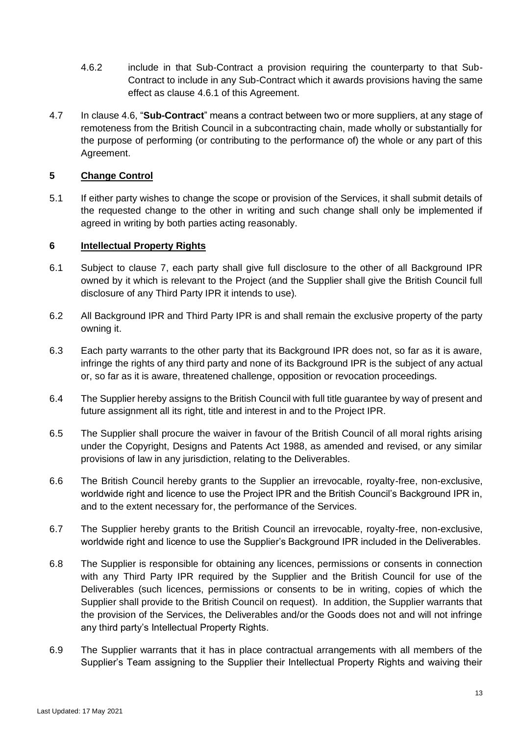4.6.2 include in that Sub-Contract a provision requiring the counterparty to that Sub-Contract to include in any Sub-Contract which it awards provisions having the same effect as clause 4.6.1 of this Agreement.

4.7 In clause 4.6, "**Sub-Contract**" means a contract between two or more suppliers, at any stage of remoteness from the British Council in a subcontracting chain, made wholly or substantially for the purpose of performing (or contributing to the performance of) the whole or any part of this Agreement.

## 5 Change Control

5.1 If either party wishes to change the scope or provision of the Services, it shall submit details of the requested change to the other in writing and such change shall only be implemented if agreed in writing by both parties acting reasonably.

## 6 Intellectual Property Rights

6.1 Subject to clause 7, each party shall give full disclosure to the other of all Background IPR owned by it which is relevant to the Project (and the Supplier shall give the British Council full disclosure of any Third Party IPR it intends to use).

6.2 All Background IPR and Third Party IPR is and shall remain the exclusive property of the party owning it.

6.3 Each party warrants to the other party that its Background IPR does not, so far as it is aware, infringe the rights of any third party and none of its Background IPR is the subject of any actual or, so far as it is aware, threatened challenge, opposition or revocation proceedings.

6.4 The Supplier hereby assigns to the British Council with full title guarantee by way of present and future assignment all its right, title and interest in and to the Project IPR.

6.5 The Supplier shall procure the waiver in favour of the British Council of all moral rights arising under the Copyright, Designs and Patents Act 1988, as amended and revised, or any similar provisions of law in any jurisdiction, relating to the Deliverables.

6.6 The British Council hereby grants to the Supplier an irrevocable, royalty-free, non-exclusive, worldwide right and licence to use the Project IPR and the British Council's Background IPR in, and to the extent necessary for, the performance of the Services.

6.7 The Supplier hereby grants to the British Council an irrevocable, royalty-free, non-exclusive, worldwide right and licence to use the Supplier's Background IPR included in the Deliverables.

6.8 The Supplier is responsible for obtaining any licences, permissions or consents in connection with any Third Party IPR required by the Supplier and the British Council for use of the Deliverables (such licences, permissions or consents to be in writing, copies of which the Supplier shall provide to the British Council on request). In addition, the Supplier warrants that the provision of the Services, the Deliverables and/or the Goods does not and will not infringe any third party's Intellectual Property Rights.

6.9 The Supplier warrants that it has in place contractual arrangements with all members of the Supplier's Team assigning to the Supplier their Intellectual Property Rights and waiving their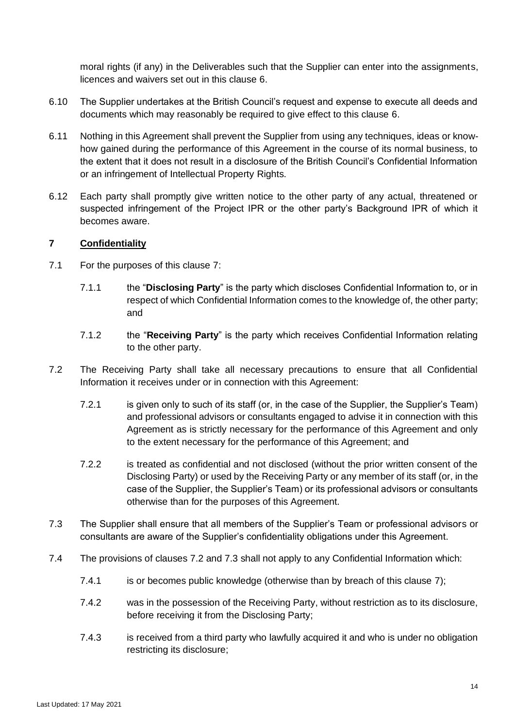moral rights (if any) in the Deliverables such that the Supplier can enter into the assignments, licences and waivers set out in this clause 6.

6.10 The Supplier undertakes at the British Council's request and expense to execute all deeds and documents which may reasonably be required to give effect to this clause 6.

6.11 Nothing in this Agreement shall prevent the Supplier from using any techniques, ideas or know-how gained during the performance of this Agreement in the course of its normal business, to the extent that it does not result in a disclosure of the British Council's Confidential Information or an infringement of Intellectual Property Rights.

6.12 Each party shall promptly give written notice to the other party of any actual, threatened or suspected infringement of the Project IPR or the other party's Background IPR of which it becomes aware.

## 7 Confidentiality

7.1 For the purposes of this clause 7:

7.1.1 the "**Disclosing Party**" is the party which discloses Confidential Information to, or in respect of which Confidential Information comes to the knowledge of, the other party; and

7.1.2 the "**Receiving Party**" is the party which receives Confidential Information relating to the other party.

7.2 The Receiving Party shall take all necessary precautions to ensure that all Confidential Information it receives under or in connection with this Agreement:

7.2.1 is given only to such of its staff (or, in the case of the Supplier, the Supplier's Team) and professional advisors or consultants engaged to advise it in connection with this Agreement as is strictly necessary for the performance of this Agreement and only to the extent necessary for the performance of this Agreement; and

7.2.2 is treated as confidential and not disclosed (without the prior written consent of the Disclosing Party) or used by the Receiving Party or any member of its staff (or, in the case of the Supplier, the Supplier's Team) or its professional advisors or consultants otherwise than for the purposes of this Agreement.

7.3 The Supplier shall ensure that all members of the Supplier's Team or professional advisors or consultants are aware of the Supplier's confidentiality obligations under this Agreement.

7.4 The provisions of clauses 7.2 and 7.3 shall not apply to any Confidential Information which:

7.4.1 is or becomes public knowledge (otherwise than by breach of this clause 7);

7.4.2 was in the possession of the Receiving Party, without restriction as to its disclosure, before receiving it from the Disclosing Party;

7.4.3 is received from a third party who lawfully acquired it and who is under no obligation restricting its disclosure;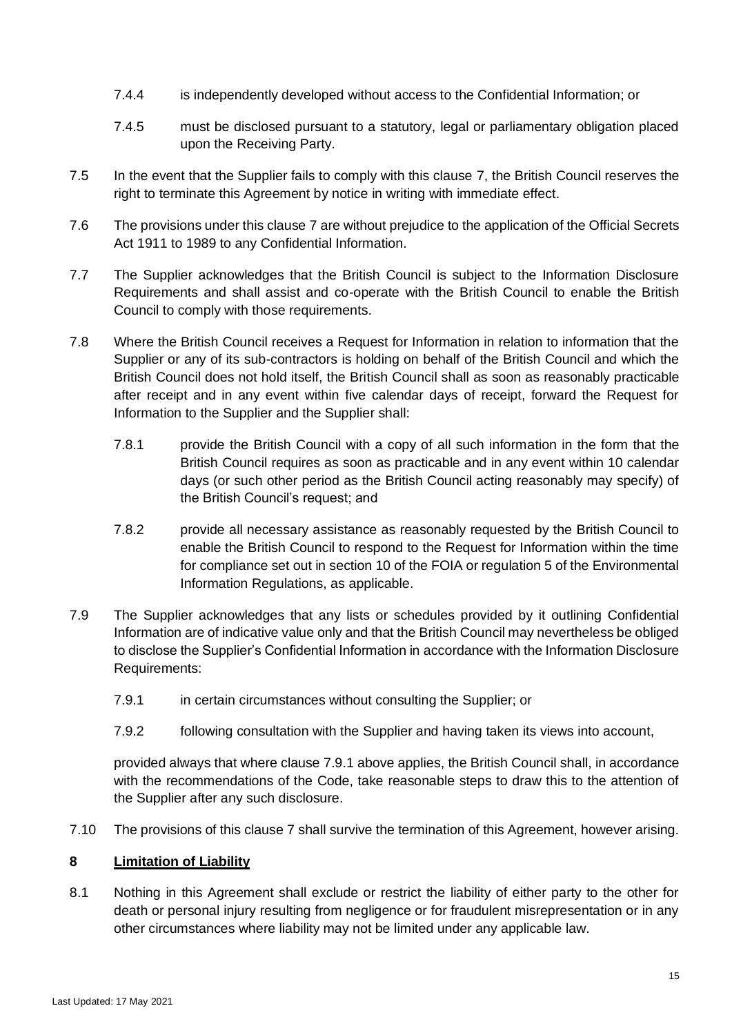7.4.4 is independently developed without access to the Confidential Information; or

7.4.5 must be disclosed pursuant to a statutory, legal or parliamentary obligation placed upon the Receiving Party.

7.5 In the event that the Supplier fails to comply with this clause 7, the British Council reserves the right to terminate this Agreement by notice in writing with immediate effect.

7.6 The provisions under this clause 7 are without prejudice to the application of the Official Secrets Act 1911 to 1989 to any Confidential Information.

7.7 The Supplier acknowledges that the British Council is subject to the Information Disclosure Requirements and shall assist and co-operate with the British Council to enable the British Council to comply with those requirements.

7.8 Where the British Council receives a Request for Information in relation to information that the Supplier or any of its sub-contractors is holding on behalf of the British Council and which the British Council does not hold itself, the British Council shall as soon as reasonably practicable after receipt and in any event within five calendar days of receipt, forward the Request for Information to the Supplier and the Supplier shall:

7.8.1 provide the British Council with a copy of all such information in the form that the British Council requires as soon as practicable and in any event within 10 calendar days (or such other period as the British Council acting reasonably may specify) of the British Council's request; and

7.8.2 provide all necessary assistance as reasonably requested by the British Council to enable the British Council to respond to the Request for Information within the time for compliance set out in section 10 of the FOIA or regulation 5 of the Environmental Information Regulations, as applicable.

7.9 The Supplier acknowledges that any lists or schedules provided by it outlining Confidential Information are of indicative value only and that the British Council may nevertheless be obliged to disclose the Supplier's Confidential Information in accordance with the Information Disclosure Requirements:

7.9.1 in certain circumstances without consulting the Supplier; or

7.9.2 following consultation with the Supplier and having taken its views into account,

provided always that where clause 7.9.1 above applies, the British Council shall, in accordance with the recommendations of the Code, take reasonable steps to draw this to the attention of the Supplier after any such disclosure.

7.10 The provisions of this clause 7 shall survive the termination of this Agreement, however arising.

## 8 Limitation of Liability

8.1 Nothing in this Agreement shall exclude or restrict the liability of either party to the other for death or personal injury resulting from negligence or for fraudulent misrepresentation or in any other circumstances where liability may not be limited under any applicable law.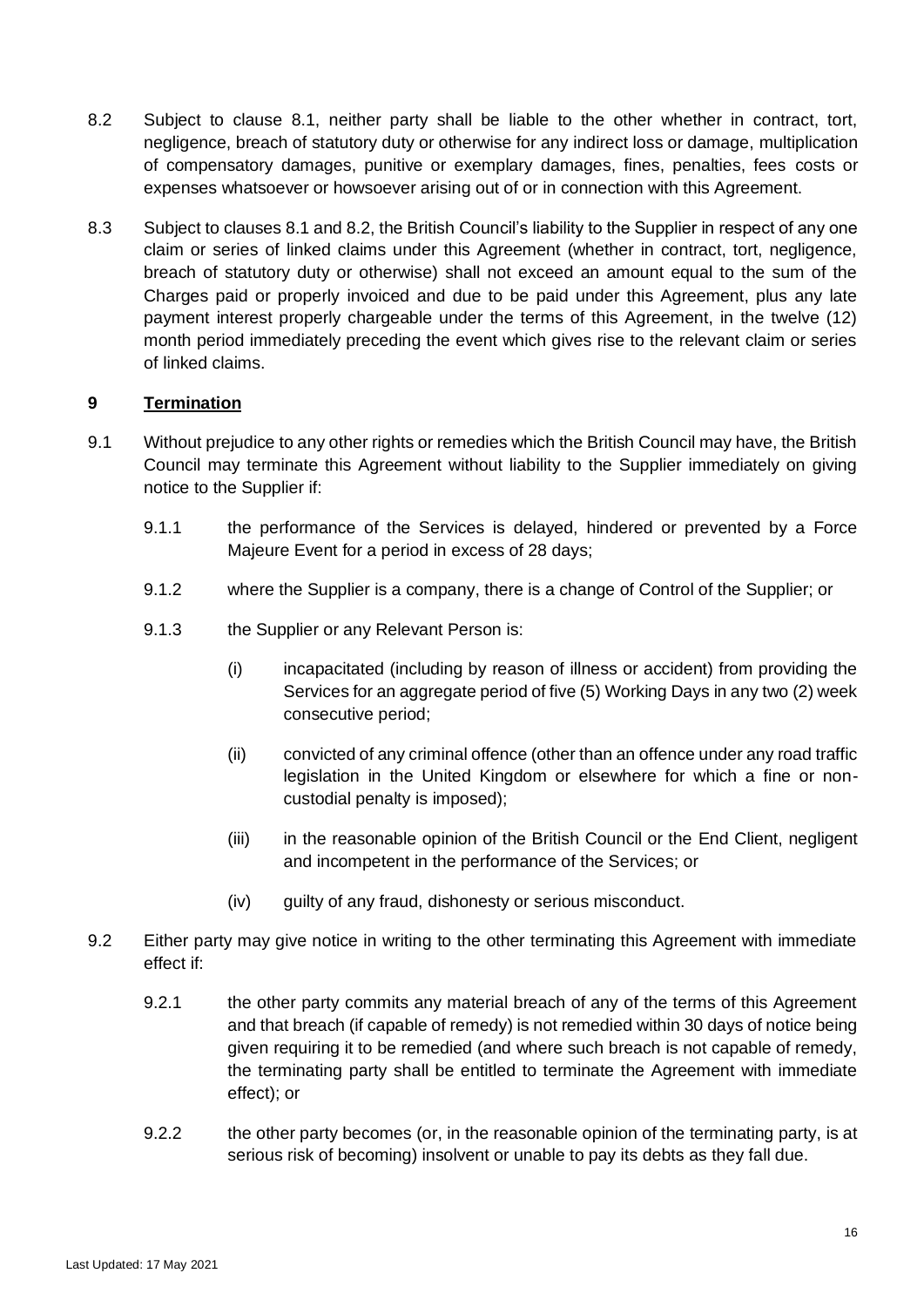8.2 Subject to clause 8.1, neither party shall be liable to the other whether in contract, tort, negligence, breach of statutory duty or otherwise for any indirect loss or damage, multiplication of compensatory damages, punitive or exemplary damages, fines, penalties, fees costs or expenses whatsoever or howsoever arising out of or in connection with this Agreement.

8.3 Subject to clauses 8.1 and 8.2, the British Council's liability to the Supplier in respect of any one claim or series of linked claims under this Agreement (whether in contract, tort, negligence, breach of statutory duty or otherwise) shall not exceed an amount equal to the sum of the Charges paid or properly invoiced and due to be paid under this Agreement, plus any late payment interest properly chargeable under the terms of this Agreement, in the twelve (12) month period immediately preceding the event which gives rise to the relevant claim or series of linked claims.

## 9 Termination

9.1 Without prejudice to any other rights or remedies which the British Council may have, the British Council may terminate this Agreement without liability to the Supplier immediately on giving notice to the Supplier if:

9.1.1 the performance of the Services is delayed, hindered or prevented by a Force Majeure Event for a period in excess of 28 days;

9.1.2 where the Supplier is a company, there is a change of Control of the Supplier; or

9.1.3 the Supplier or any Relevant Person is:

(i) incapacitated (including by reason of illness or accident) from providing the Services for an aggregate period of five (5) Working Days in any two (2) week consecutive period;

(ii) convicted of any criminal offence (other than an offence under any road traffic legislation in the United Kingdom or elsewhere for which a fine or non-custodial penalty is imposed);

(iii) in the reasonable opinion of the British Council or the End Client, negligent and incompetent in the performance of the Services; or

(iv) guilty of any fraud, dishonesty or serious misconduct.

9.2 Either party may give notice in writing to the other terminating this Agreement with immediate effect if:

9.2.1 the other party commits any material breach of any of the terms of this Agreement and that breach (if capable of remedy) is not remedied within 30 days of notice being given requiring it to be remedied (and where such breach is not capable of remedy, the terminating party shall be entitled to terminate the Agreement with immediate effect); or

9.2.2 the other party becomes (or, in the reasonable opinion of the terminating party, is at serious risk of becoming) insolvent or unable to pay its debts as they fall due.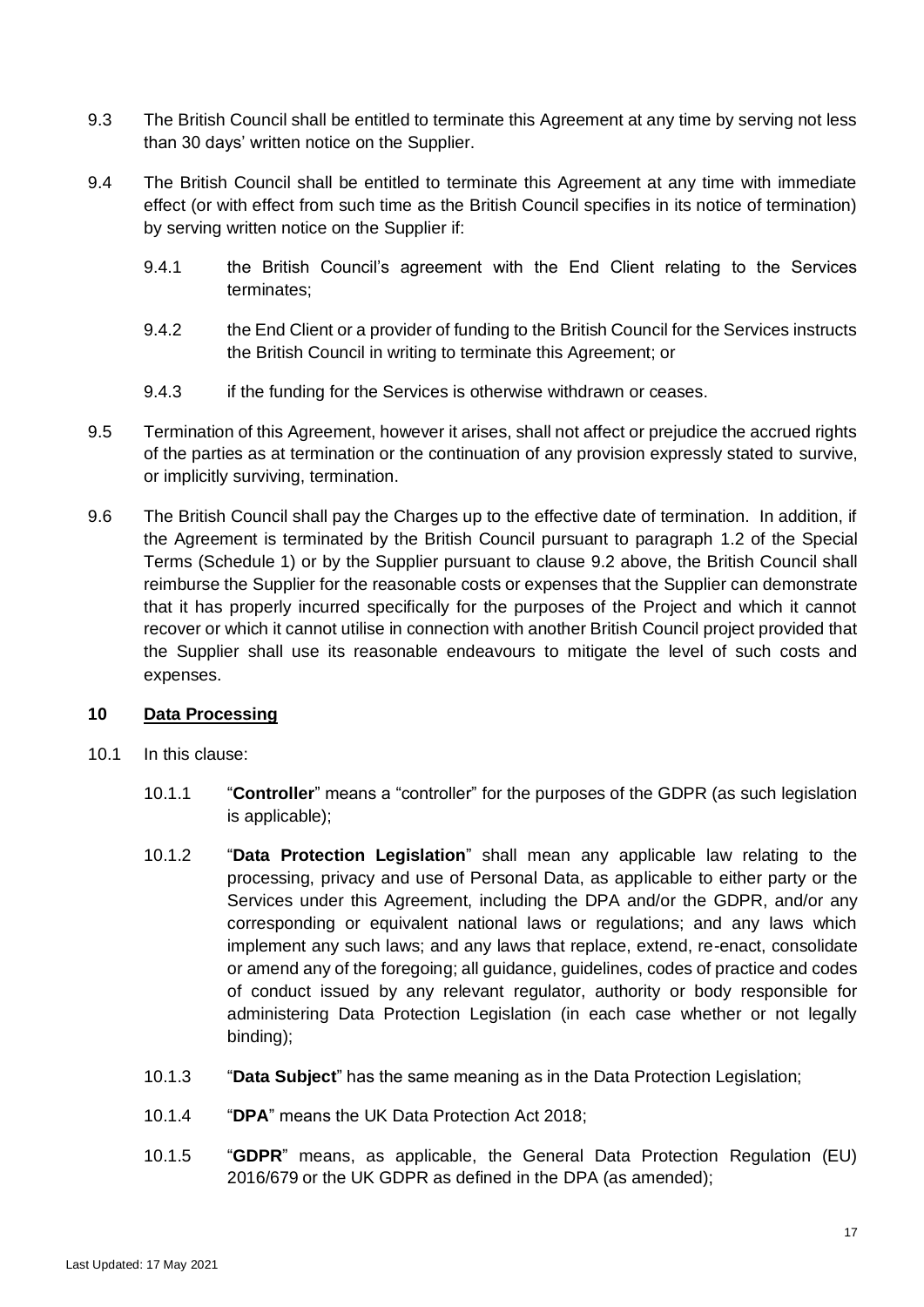9.3 The British Council shall be entitled to terminate this Agreement at any time by serving not less than 30 days' written notice on the Supplier.

9.4 The British Council shall be entitled to terminate this Agreement at any time with immediate effect (or with effect from such time as the British Council specifies in its notice of termination) by serving written notice on the Supplier if:

9.4.1 the British Council's agreement with the End Client relating to the Services terminates;

9.4.2 the End Client or a provider of funding to the British Council for the Services instructs the British Council in writing to terminate this Agreement; or

9.4.3 if the funding for the Services is otherwise withdrawn or ceases.

9.5 Termination of this Agreement, however it arises, shall not affect or prejudice the accrued rights of the parties as at termination or the continuation of any provision expressly stated to survive, or implicitly surviving, termination.

9.6 The British Council shall pay the Charges up to the effective date of termination. In addition, if the Agreement is terminated by the British Council pursuant to paragraph 1.2 of the Special Terms (Schedule 1) or by the Supplier pursuant to clause 9.2 above, the British Council shall reimburse the Supplier for the reasonable costs or expenses that the Supplier can demonstrate that it has properly incurred specifically for the purposes of the Project and which it cannot recover or which it cannot utilise in connection with another British Council project provided that the Supplier shall use its reasonable endeavours to mitigate the level of such costs and expenses.

## 10 Data Processing

10.1 In this clause:

10.1.1 "**Controller**" means a "controller" for the purposes of the GDPR (as such legislation is applicable);

10.1.2 "**Data Protection Legislation**" shall mean any applicable law relating to the processing, privacy and use of Personal Data, as applicable to either party or the Services under this Agreement, including the DPA and/or the GDPR, and/or any corresponding or equivalent national laws or regulations; and any laws which implement any such laws; and any laws that replace, extend, re-enact, consolidate or amend any of the foregoing; all guidance, guidelines, codes of practice and codes of conduct issued by any relevant regulator, authority or body responsible for administering Data Protection Legislation (in each case whether or not legally binding);

10.1.3 "**Data Subject**" has the same meaning as in the Data Protection Legislation;

10.1.4 "**DPA**" means the UK Data Protection Act 2018;

10.1.5 "**GDPR**" means, as applicable, the General Data Protection Regulation (EU) 2016/679 or the UK GDPR as defined in the DPA (as amended);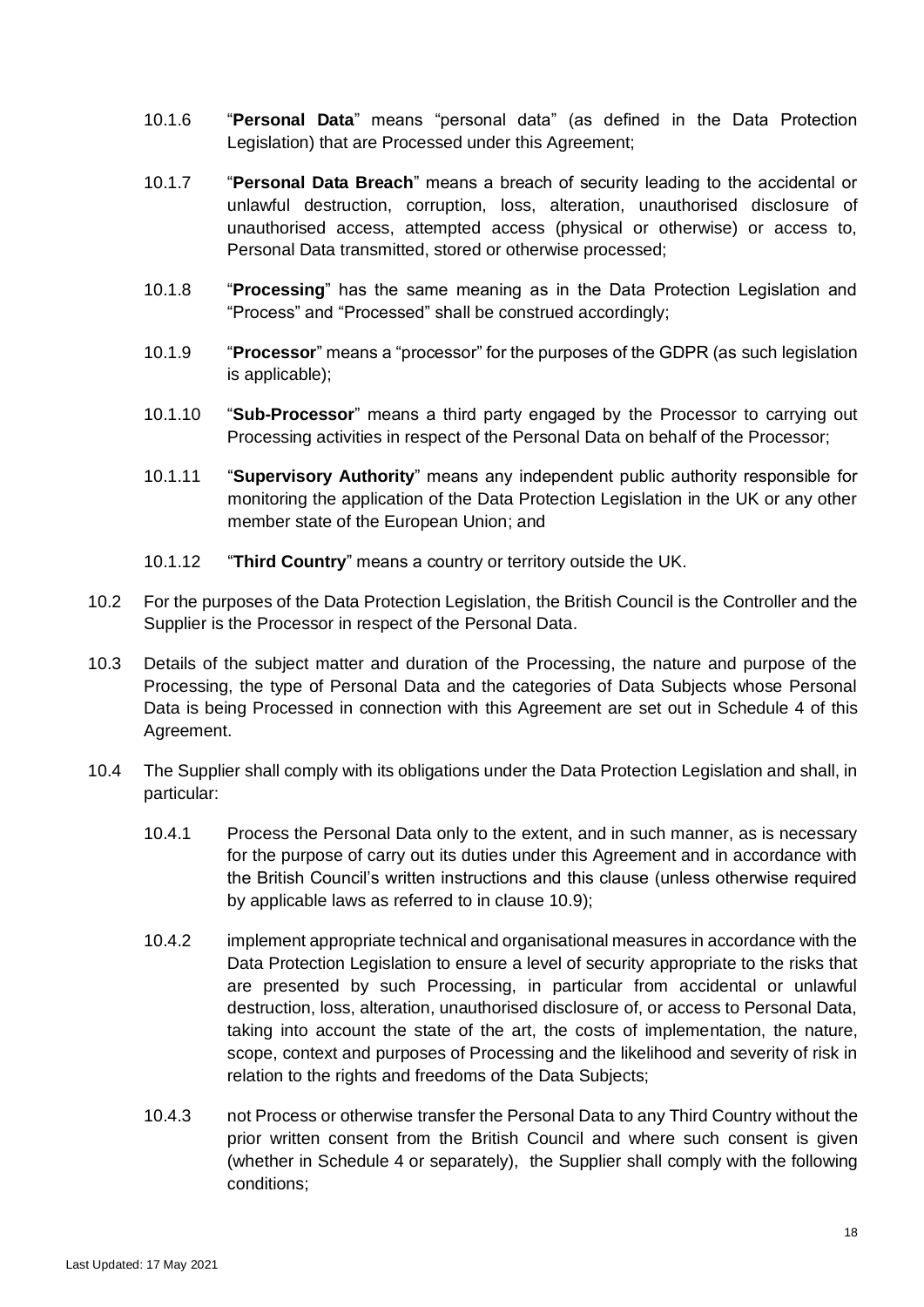10.1.6 "**Personal Data**" means "personal data" (as defined in the Data Protection Legislation) that are Processed under this Agreement;

10.1.7 "**Personal Data Breach**" means a breach of security leading to the accidental or unlawful destruction, corruption, loss, alteration, unauthorised disclosure of unauthorised access, attempted access (physical or otherwise) or access to, Personal Data transmitted, stored or otherwise processed;

10.1.8 "**Processing**" has the same meaning as in the Data Protection Legislation and "Process" and "Processed" shall be construed accordingly;

10.1.9 "**Processor**" means a "processor" for the purposes of the GDPR (as such legislation is applicable);

10.1.10 "**Sub-Processor**" means a third party engaged by the Processor to carrying out Processing activities in respect of the Personal Data on behalf of the Processor;

10.1.11 "**Supervisory Authority**" means any independent public authority responsible for monitoring the application of the Data Protection Legislation in the UK or any other member state of the European Union; and

10.1.12 "**Third Country**" means a country or territory outside the UK.

10.2 For the purposes of the Data Protection Legislation, the British Council is the Controller and the Supplier is the Processor in respect of the Personal Data.

10.3 Details of the subject matter and duration of the Processing, the nature and purpose of the Processing, the type of Personal Data and the categories of Data Subjects whose Personal Data is being Processed in connection with this Agreement are set out in Schedule 4 of this Agreement.

10.4 The Supplier shall comply with its obligations under the Data Protection Legislation and shall, in particular:

10.4.1 Process the Personal Data only to the extent, and in such manner, as is necessary for the purpose of carry out its duties under this Agreement and in accordance with the British Council's written instructions and this clause (unless otherwise required by applicable laws as referred to in clause 10.9);

10.4.2 implement appropriate technical and organisational measures in accordance with the Data Protection Legislation to ensure a level of security appropriate to the risks that are presented by such Processing, in particular from accidental or unlawful destruction, loss, alteration, unauthorised disclosure of, or access to Personal Data, taking into account the state of the art, the costs of implementation, the nature, scope, context and purposes of Processing and the likelihood and severity of risk in relation to the rights and freedoms of the Data Subjects;

10.4.3 not Process or otherwise transfer the Personal Data to any Third Country without the prior written consent from the British Council and where such consent is given (whether in Schedule 4 or separately), the Supplier shall comply with the following conditions;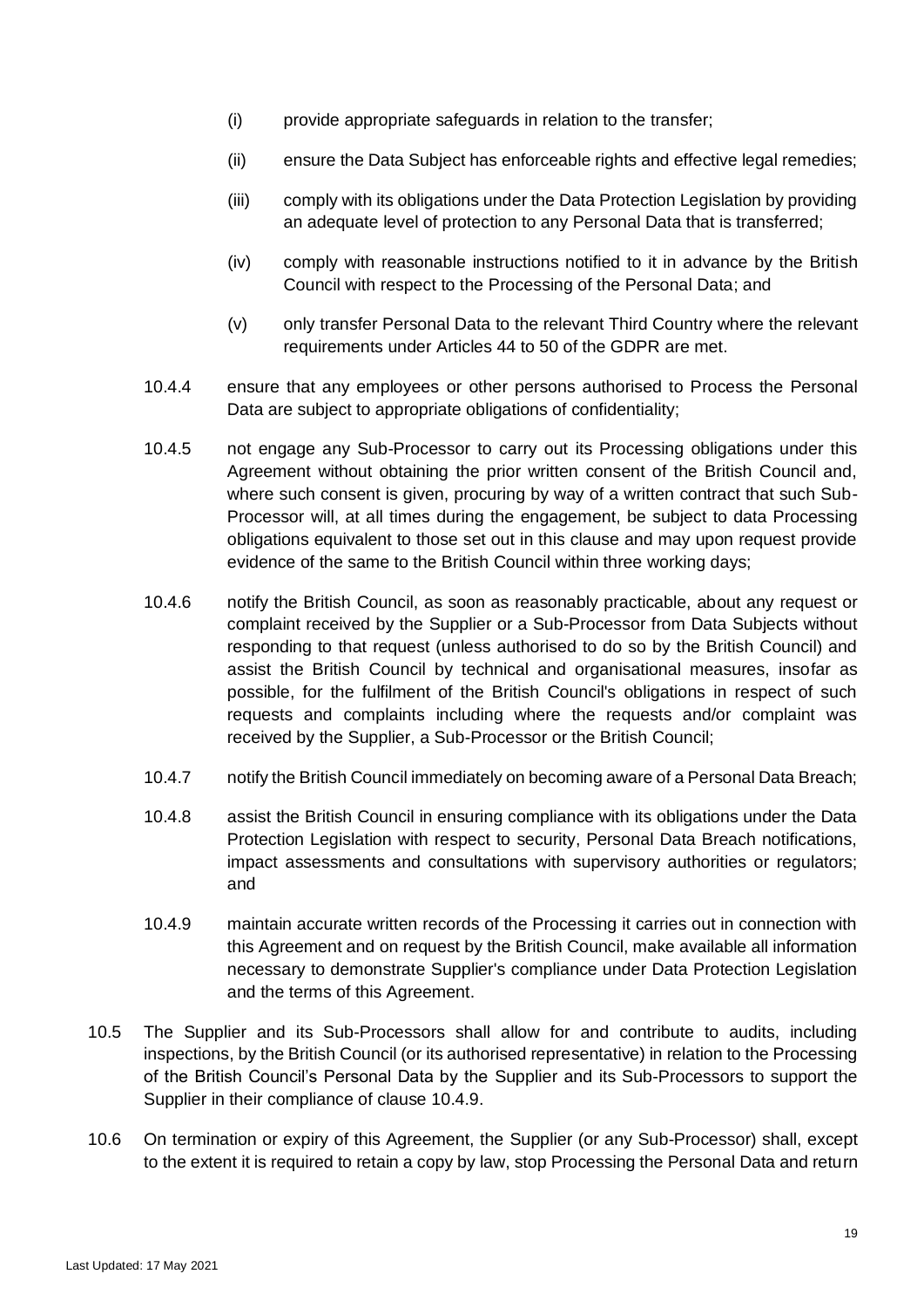(i) provide appropriate safeguards in relation to the transfer;

(ii) ensure the Data Subject has enforceable rights and effective legal remedies;

(iii) comply with its obligations under the Data Protection Legislation by providing an adequate level of protection to any Personal Data that is transferred;

(iv) comply with reasonable instructions notified to it in advance by the British Council with respect to the Processing of the Personal Data; and

(v) only transfer Personal Data to the relevant Third Country where the relevant requirements under Articles 44 to 50 of the GDPR are met.

10.4.4 ensure that any employees or other persons authorised to Process the Personal Data are subject to appropriate obligations of confidentiality;

10.4.5 not engage any Sub-Processor to carry out its Processing obligations under this Agreement without obtaining the prior written consent of the British Council and, where such consent is given, procuring by way of a written contract that such Sub-Processor will, at all times during the engagement, be subject to data Processing obligations equivalent to those set out in this clause and may upon request provide evidence of the same to the British Council within three working days;

10.4.6 notify the British Council, as soon as reasonably practicable, about any request or complaint received by the Supplier or a Sub-Processor from Data Subjects without responding to that request (unless authorised to do so by the British Council) and assist the British Council by technical and organisational measures, insofar as possible, for the fulfilment of the British Council's obligations in respect of such requests and complaints including where the requests and/or complaint was received by the Supplier, a Sub-Processor or the British Council;

10.4.7 notify the British Council immediately on becoming aware of a Personal Data Breach;

10.4.8 assist the British Council in ensuring compliance with its obligations under the Data Protection Legislation with respect to security, Personal Data Breach notifications, impact assessments and consultations with supervisory authorities or regulators; and

10.4.9 maintain accurate written records of the Processing it carries out in connection with this Agreement and on request by the British Council, make available all information necessary to demonstrate Supplier's compliance under Data Protection Legislation and the terms of this Agreement.

10.5 The Supplier and its Sub-Processors shall allow for and contribute to audits, including inspections, by the British Council (or its authorised representative) in relation to the Processing of the British Council's Personal Data by the Supplier and its Sub-Processors to support the Supplier in their compliance of clause 10.4.9.

10.6 On termination or expiry of this Agreement, the Supplier (or any Sub-Processor) shall, except to the extent it is required to retain a copy by law, stop Processing the Personal Data and return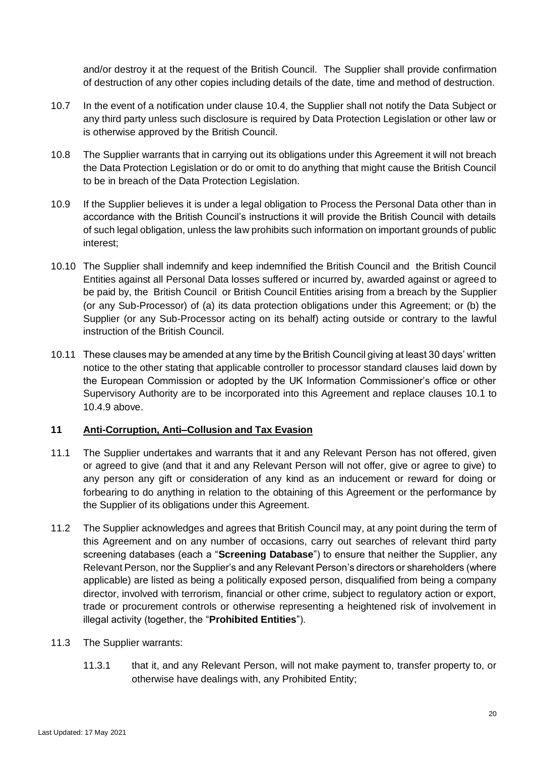and/or destroy it at the request of the British Council. The Supplier shall provide confirmation of destruction of any other copies including details of the date, time and method of destruction.

10.7 In the event of a notification under clause 10.4, the Supplier shall not notify the Data Subject or any third party unless such disclosure is required by Data Protection Legislation or other law or is otherwise approved by the British Council.

10.8 The Supplier warrants that in carrying out its obligations under this Agreement it will not breach the Data Protection Legislation or do or omit to do anything that might cause the British Council to be in breach of the Data Protection Legislation.

10.9 If the Supplier believes it is under a legal obligation to Process the Personal Data other than in accordance with the British Council's instructions it will provide the British Council with details of such legal obligation, unless the law prohibits such information on important grounds of public interest;

10.10 The Supplier shall indemnify and keep indemnified the British Council and the British Council Entities against all Personal Data losses suffered or incurred by, awarded against or agreed to be paid by, the British Council or British Council Entities arising from a breach by the Supplier (or any Sub-Processor) of (a) its data protection obligations under this Agreement; or (b) the Supplier (or any Sub-Processor acting on its behalf) acting outside or contrary to the lawful instruction of the British Council.

10.11 These clauses may be amended at any time by the British Council giving at least 30 days' written notice to the other stating that applicable controller to processor standard clauses laid down by the European Commission or adopted by the UK Information Commissioner's office or other Supervisory Authority are to be incorporated into this Agreement and replace clauses 10.1 to 10.4.9 above.

## 11 Anti-Corruption, Anti–Collusion and Tax Evasion

11.1 The Supplier undertakes and warrants that it and any Relevant Person has not offered, given or agreed to give (and that it and any Relevant Person will not offer, give or agree to give) to any person any gift or consideration of any kind as an inducement or reward for doing or forbearing to do anything in relation to the obtaining of this Agreement or the performance by the Supplier of its obligations under this Agreement.

11.2 The Supplier acknowledges and agrees that British Council may, at any point during the term of this Agreement and on any number of occasions, carry out searches of relevant third party screening databases (each a "**Screening Database**") to ensure that neither the Supplier, any Relevant Person, nor the Supplier's and any Relevant Person's directors or shareholders (where applicable) are listed as being a politically exposed person, disqualified from being a company director, involved with terrorism, financial or other crime, subject to regulatory action or export, trade or procurement controls or otherwise representing a heightened risk of involvement in illegal activity (together, the "**Prohibited Entities**").

11.3 The Supplier warrants:

11.3.1 that it, and any Relevant Person, will not make payment to, transfer property to, or otherwise have dealings with, any Prohibited Entity;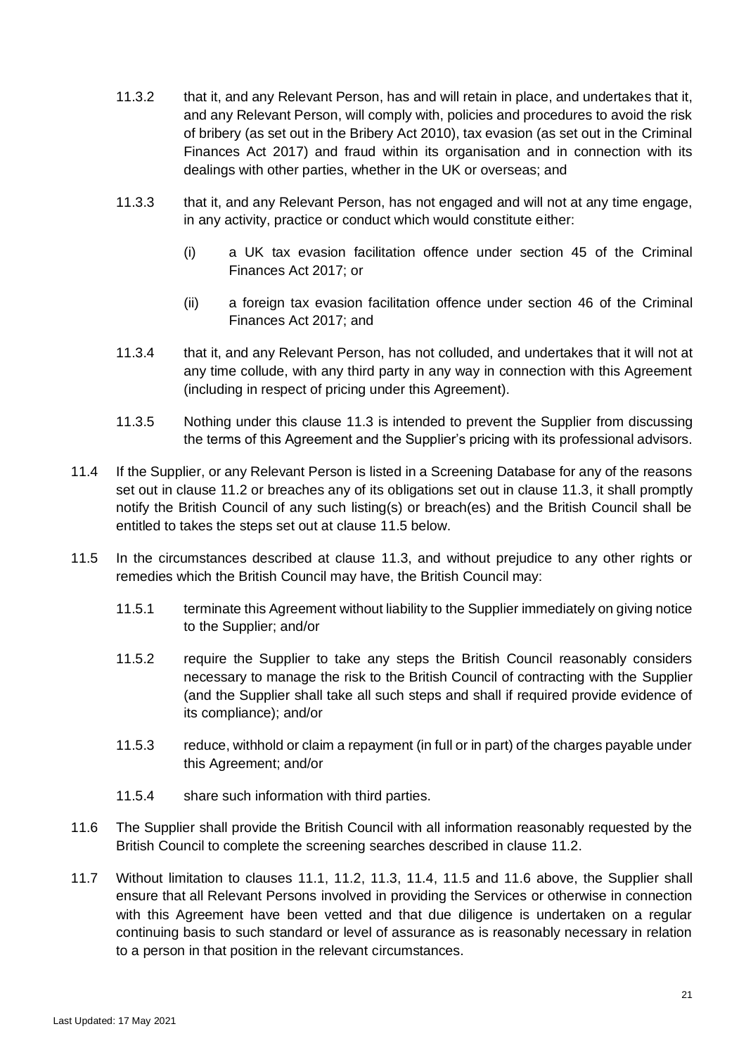11.3.2 that it, and any Relevant Person, has and will retain in place, and undertakes that it, and any Relevant Person, will comply with, policies and procedures to avoid the risk of bribery (as set out in the Bribery Act 2010), tax evasion (as set out in the Criminal Finances Act 2017) and fraud within its organisation and in connection with its dealings with other parties, whether in the UK or overseas; and

11.3.3 that it, and any Relevant Person, has not engaged and will not at any time engage, in any activity, practice or conduct which would constitute either:

(i) a UK tax evasion facilitation offence under section 45 of the Criminal Finances Act 2017; or

(ii) a foreign tax evasion facilitation offence under section 46 of the Criminal Finances Act 2017; and

11.3.4 that it, and any Relevant Person, has not colluded, and undertakes that it will not at any time collude, with any third party in any way in connection with this Agreement (including in respect of pricing under this Agreement).

11.3.5 Nothing under this clause 11.3 is intended to prevent the Supplier from discussing the terms of this Agreement and the Supplier's pricing with its professional advisors.

11.4 If the Supplier, or any Relevant Person is listed in a Screening Database for any of the reasons set out in clause 11.2 or breaches any of its obligations set out in clause 11.3, it shall promptly notify the British Council of any such listing(s) or breach(es) and the British Council shall be entitled to takes the steps set out at clause 11.5 below.

11.5 In the circumstances described at clause 11.3, and without prejudice to any other rights or remedies which the British Council may have, the British Council may:

11.5.1 terminate this Agreement without liability to the Supplier immediately on giving notice to the Supplier; and/or

11.5.2 require the Supplier to take any steps the British Council reasonably considers necessary to manage the risk to the British Council of contracting with the Supplier (and the Supplier shall take all such steps and shall if required provide evidence of its compliance); and/or

11.5.3 reduce, withhold or claim a repayment (in full or in part) of the charges payable under this Agreement; and/or

11.5.4 share such information with third parties.

11.6 The Supplier shall provide the British Council with all information reasonably requested by the British Council to complete the screening searches described in clause 11.2.

11.7 Without limitation to clauses 11.1, 11.2, 11.3, 11.4, 11.5 and 11.6 above, the Supplier shall ensure that all Relevant Persons involved in providing the Services or otherwise in connection with this Agreement have been vetted and that due diligence is undertaken on a regular continuing basis to such standard or level of assurance as is reasonably necessary in relation to a person in that position in the relevant circumstances.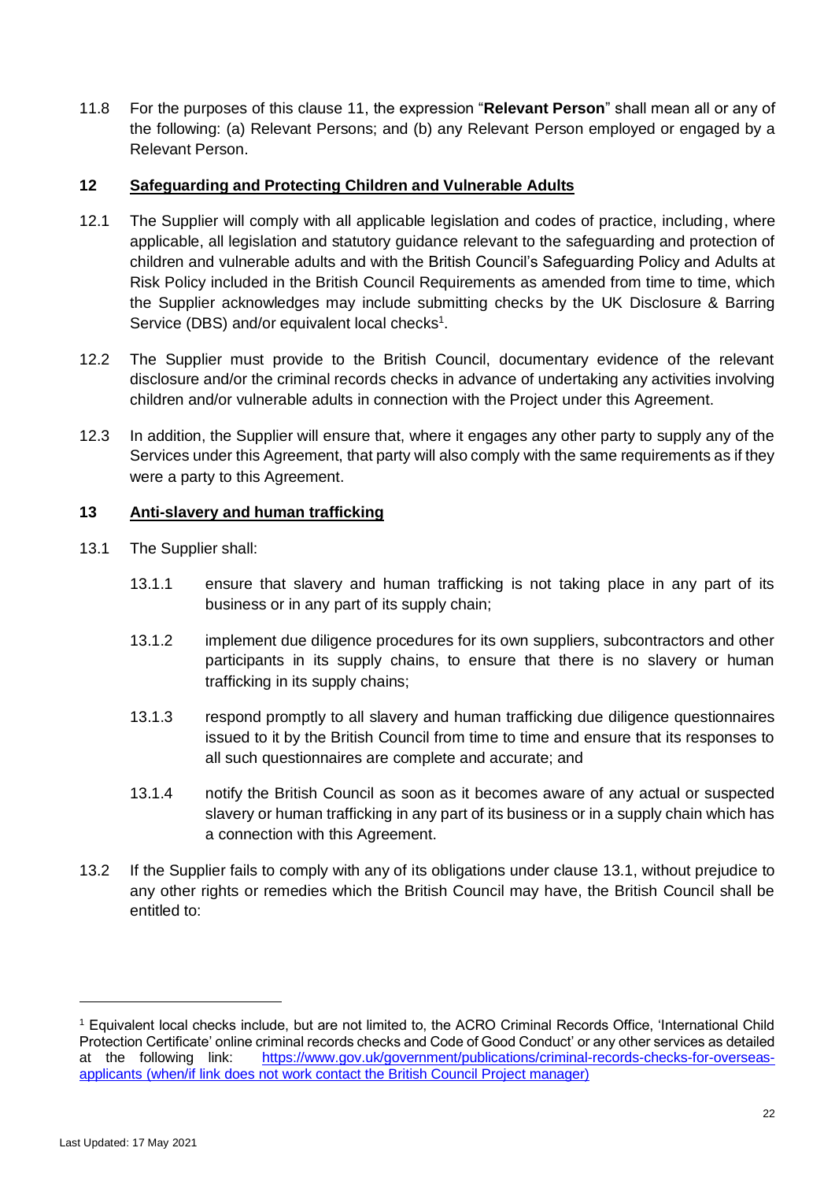11.8 For the purposes of this clause 11, the expression "**Relevant Person**" shall mean all or any of the following: (a) Relevant Persons; and (b) any Relevant Person employed or engaged by a Relevant Person.

## 12 Safeguarding and Protecting Children and Vulnerable Adults

12.1 The Supplier will comply with all applicable legislation and codes of practice, including, where applicable, all legislation and statutory guidance relevant to the safeguarding and protection of children and vulnerable adults and with the British Council's Safeguarding Policy and Adults at Risk Policy included in the British Council Requirements as amended from time to time, which the Supplier acknowledges may include submitting checks by the UK Disclosure & Barring Service (DBS) and/or equivalent local checks[1].

12.2 The Supplier must provide to the British Council, documentary evidence of the relevant disclosure and/or the criminal records checks in advance of undertaking any activities involving children and/or vulnerable adults in connection with the Project under this Agreement.

12.3 In addition, the Supplier will ensure that, where it engages any other party to supply any of the Services under this Agreement, that party will also comply with the same requirements as if they were a party to this Agreement.

## 13 Anti-slavery and human trafficking

13.1 The Supplier shall:

13.1.1 ensure that slavery and human trafficking is not taking place in any part of its business or in any part of its supply chain;

13.1.2 implement due diligence procedures for its own suppliers, subcontractors and other participants in its supply chains, to ensure that there is no slavery or human trafficking in its supply chains;

13.1.3 respond promptly to all slavery and human trafficking due diligence questionnaires issued to it by the British Council from time to time and ensure that its responses to all such questionnaires are complete and accurate; and

13.1.4 notify the British Council as soon as it becomes aware of any actual or suspected slavery or human trafficking in any part of its business or in a supply chain which has a connection with this Agreement.

13.2 If the Supplier fails to comply with any of its obligations under clause 13.1, without prejudice to any other rights or remedies which the British Council may have, the British Council shall be entitled to:

---

[1] Equivalent local checks include, but are not limited to, the ACRO Criminal Records Office, 'International Child Protection Certificate' online criminal records checks and Code of Good Conduct' or any other services as detailed at the following link: [https://www.gov.uk/government/publications/criminal-records-checks-for-overseas-applicants (when/if link does not work contact the British Council Project manager)](https://www.gov.uk/government/publications/criminal-records-checks-for-overseas-applicants)

Last Updated: 17 May 2021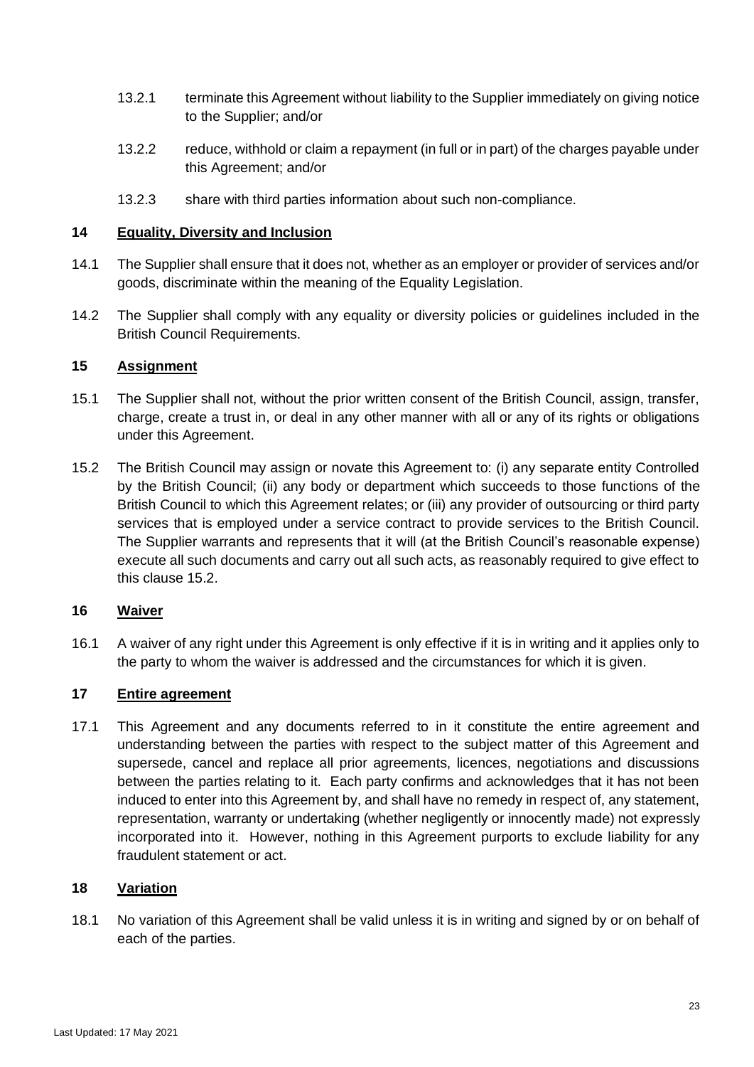13.2.1 terminate this Agreement without liability to the Supplier immediately on giving notice to the Supplier; and/or

13.2.2 reduce, withhold or claim a repayment (in full or in part) of the charges payable under this Agreement; and/or

13.2.3 share with third parties information about such non-compliance.

## 14 Equality, Diversity and Inclusion

14.1 The Supplier shall ensure that it does not, whether as an employer or provider of services and/or goods, discriminate within the meaning of the Equality Legislation.

14.2 The Supplier shall comply with any equality or diversity policies or guidelines included in the British Council Requirements.

## 15 Assignment

15.1 The Supplier shall not, without the prior written consent of the British Council, assign, transfer, charge, create a trust in, or deal in any other manner with all or any of its rights or obligations under this Agreement.

15.2 The British Council may assign or novate this Agreement to: (i) any separate entity Controlled by the British Council; (ii) any body or department which succeeds to those functions of the British Council to which this Agreement relates; or (iii) any provider of outsourcing or third party services that is employed under a service contract to provide services to the British Council. The Supplier warrants and represents that it will (at the British Council's reasonable expense) execute all such documents and carry out all such acts, as reasonably required to give effect to this clause 15.2.

## 16 Waiver

16.1 A waiver of any right under this Agreement is only effective if it is in writing and it applies only to the party to whom the waiver is addressed and the circumstances for which it is given.

## 17 Entire agreement

17.1 This Agreement and any documents referred to in it constitute the entire agreement and understanding between the parties with respect to the subject matter of this Agreement and supersede, cancel and replace all prior agreements, licences, negotiations and discussions between the parties relating to it. Each party confirms and acknowledges that it has not been induced to enter into this Agreement by, and shall have no remedy in respect of, any statement, representation, warranty or undertaking (whether negligently or innocently made) not expressly incorporated into it. However, nothing in this Agreement purports to exclude liability for any fraudulent statement or act.

## 18 Variation

18.1 No variation of this Agreement shall be valid unless it is in writing and signed by or on behalf of each of the parties.

Last Updated: 17 May 2021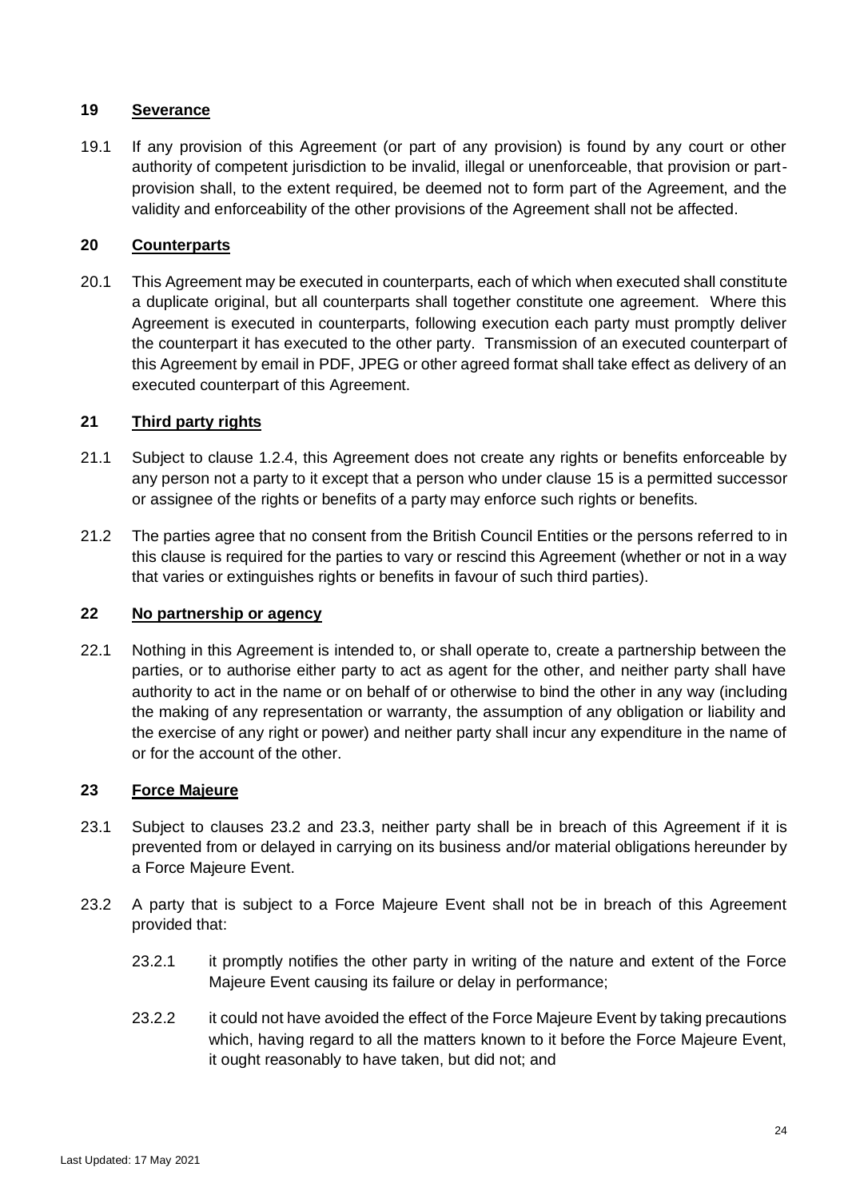## 19 Severance

19.1 If any provision of this Agreement (or part of any provision) is found by any court or other authority of competent jurisdiction to be invalid, illegal or unenforceable, that provision or part-provision shall, to the extent required, be deemed not to form part of the Agreement, and the validity and enforceability of the other provisions of the Agreement shall not be affected.

## 20 Counterparts

20.1 This Agreement may be executed in counterparts, each of which when executed shall constitute a duplicate original, but all counterparts shall together constitute one agreement. Where this Agreement is executed in counterparts, following execution each party must promptly deliver the counterpart it has executed to the other party. Transmission of an executed counterpart of this Agreement by email in PDF, JPEG or other agreed format shall take effect as delivery of an executed counterpart of this Agreement.

## 21 Third party rights

21.1 Subject to clause 1.2.4, this Agreement does not create any rights or benefits enforceable by any person not a party to it except that a person who under clause 15 is a permitted successor or assignee of the rights or benefits of a party may enforce such rights or benefits.

21.2 The parties agree that no consent from the British Council Entities or the persons referred to in this clause is required for the parties to vary or rescind this Agreement (whether or not in a way that varies or extinguishes rights or benefits in favour of such third parties).

## 22 No partnership or agency

22.1 Nothing in this Agreement is intended to, or shall operate to, create a partnership between the parties, or to authorise either party to act as agent for the other, and neither party shall have authority to act in the name or on behalf of or otherwise to bind the other in any way (including the making of any representation or warranty, the assumption of any obligation or liability and the exercise of any right or power) and neither party shall incur any expenditure in the name of or for the account of the other.

## 23 Force Majeure

23.1 Subject to clauses 23.2 and 23.3, neither party shall be in breach of this Agreement if it is prevented from or delayed in carrying on its business and/or material obligations hereunder by a Force Majeure Event.

23.2 A party that is subject to a Force Majeure Event shall not be in breach of this Agreement provided that:

23.2.1 it promptly notifies the other party in writing of the nature and extent of the Force Majeure Event causing its failure or delay in performance;

23.2.2 it could not have avoided the effect of the Force Majeure Event by taking precautions which, having regard to all the matters known to it before the Force Majeure Event, it ought reasonably to have taken, but did not; and

Last Updated: 17 May 2021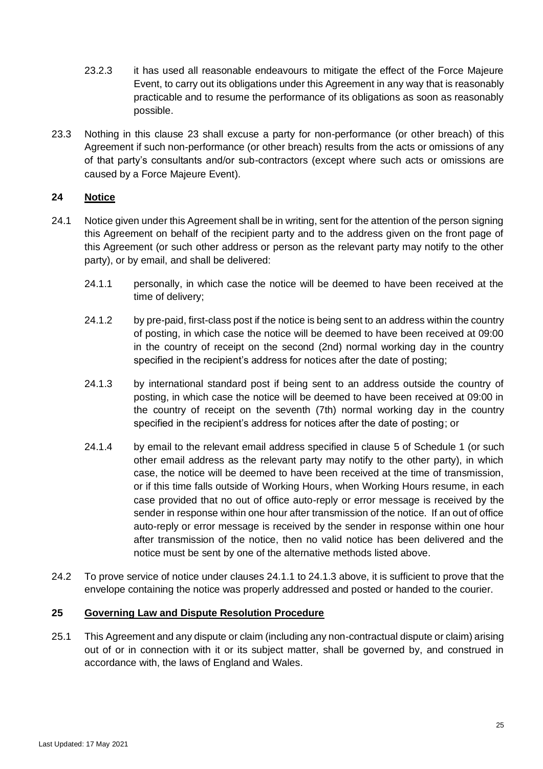23.2.3 it has used all reasonable endeavours to mitigate the effect of the Force Majeure Event, to carry out its obligations under this Agreement in any way that is reasonably practicable and to resume the performance of its obligations as soon as reasonably possible.

23.3 Nothing in this clause 23 shall excuse a party for non-performance (or other breach) of this Agreement if such non-performance (or other breach) results from the acts or omissions of any of that party's consultants and/or sub-contractors (except where such acts or omissions are caused by a Force Majeure Event).

## 24 Notice

24.1 Notice given under this Agreement shall be in writing, sent for the attention of the person signing this Agreement on behalf of the recipient party and to the address given on the front page of this Agreement (or such other address or person as the relevant party may notify to the other party), or by email, and shall be delivered:

24.1.1 personally, in which case the notice will be deemed to have been received at the time of delivery;

24.1.2 by pre-paid, first-class post if the notice is being sent to an address within the country of posting, in which case the notice will be deemed to have been received at 09:00 in the country of receipt on the second (2nd) normal working day in the country specified in the recipient's address for notices after the date of posting;

24.1.3 by international standard post if being sent to an address outside the country of posting, in which case the notice will be deemed to have been received at 09:00 in the country of receipt on the seventh (7th) normal working day in the country specified in the recipient's address for notices after the date of posting; or

24.1.4 by email to the relevant email address specified in clause 5 of Schedule 1 (or such other email address as the relevant party may notify to the other party), in which case, the notice will be deemed to have been received at the time of transmission, or if this time falls outside of Working Hours, when Working Hours resume, in each case provided that no out of office auto-reply or error message is received by the sender in response within one hour after transmission of the notice. If an out of office auto-reply or error message is received by the sender in response within one hour after transmission of the notice, then no valid notice has been delivered and the notice must be sent by one of the alternative methods listed above.

24.2 To prove service of notice under clauses 24.1.1 to 24.1.3 above, it is sufficient to prove that the envelope containing the notice was properly addressed and posted or handed to the courier.

## 25 Governing Law and Dispute Resolution Procedure

25.1 This Agreement and any dispute or claim (including any non-contractual dispute or claim) arising out of or in connection with it or its subject matter, shall be governed by, and construed in accordance with, the laws of England and Wales.

Last Updated: 17 May 2021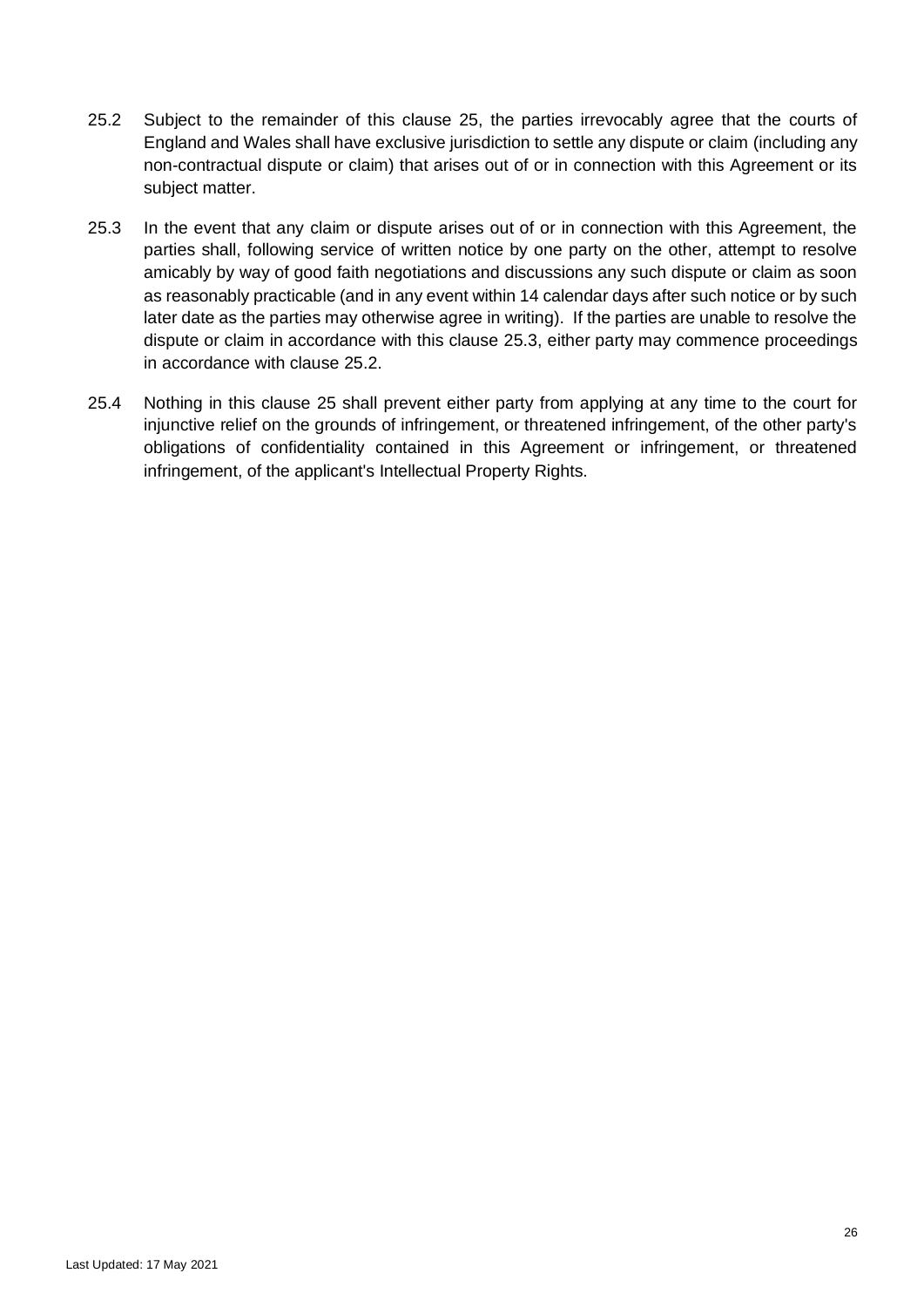25.2 Subject to the remainder of this clause 25, the parties irrevocably agree that the courts of England and Wales shall have exclusive jurisdiction to settle any dispute or claim (including any non-contractual dispute or claim) that arises out of or in connection with this Agreement or its subject matter.

25.3 In the event that any claim or dispute arises out of or in connection with this Agreement, the parties shall, following service of written notice by one party on the other, attempt to resolve amicably by way of good faith negotiations and discussions any such dispute or claim as soon as reasonably practicable (and in any event within 14 calendar days after such notice or by such later date as the parties may otherwise agree in writing). If the parties are unable to resolve the dispute or claim in accordance with this clause 25.3, either party may commence proceedings in accordance with clause 25.2.

25.4 Nothing in this clause 25 shall prevent either party from applying at any time to the court for injunctive relief on the grounds of infringement, or threatened infringement, of the other party's obligations of confidentiality contained in this Agreement or infringement, or threatened infringement, of the applicant's Intellectual Property Rights.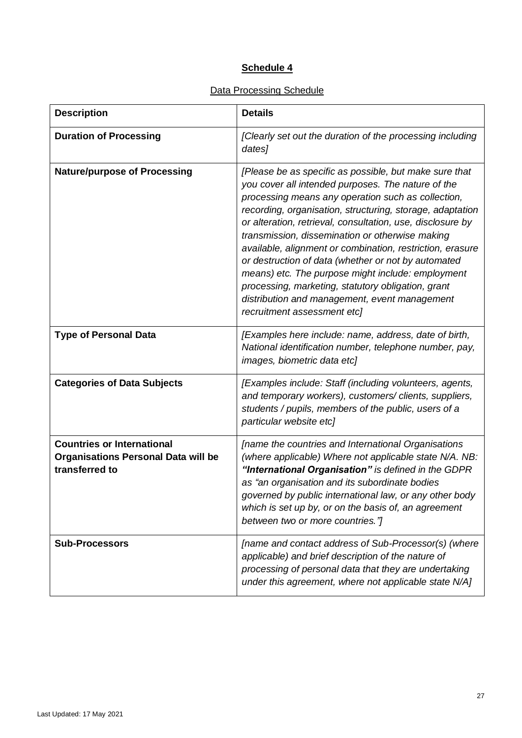**Schedule 4**

Data Processing Schedule

| Description | Details |
|---|---|
| **Duration of Processing** | *[Clearly set out the duration of the processing including dates]* |
| **Nature/purpose of Processing** | *[Please be as specific as possible, but make sure that you cover all intended purposes. The nature of the processing means any operation such as collection, recording, organisation, structuring, storage, adaptation or alteration, retrieval, consultation, use, disclosure by transmission, dissemination or otherwise making available, alignment or combination, restriction, erasure or destruction of data (whether or not by automated means) etc. The purpose might include: employment processing, marketing, statutory obligation, grant distribution and management, event management recruitment assessment etc]* |
| **Type of Personal Data** | *[Examples here include: name, address, date of birth, National identification number, telephone number, pay, images, biometric data etc]* |
| **Categories of Data Subjects** | *[Examples include: Staff (including volunteers, agents, and temporary workers), customers/ clients, suppliers, students / pupils, members of the public, users of a particular website etc]* |
| **Countries or International Organisations Personal Data will be transferred to** | *[name the countries and International Organisations (where applicable) Where not applicable state N/A. NB: **"International Organisation"** is defined in the GDPR as "an organisation and its subordinate bodies governed by public international law, or any other body which is set up by, or on the basis of, an agreement between two or more countries."]* |
| **Sub-Processors** | *[name and contact address of Sub-Processor(s) (where applicable) and brief description of the nature of processing of personal data that they are undertaking under this agreement, where not applicable state N/A]* |

Last Updated: 17 May 2021